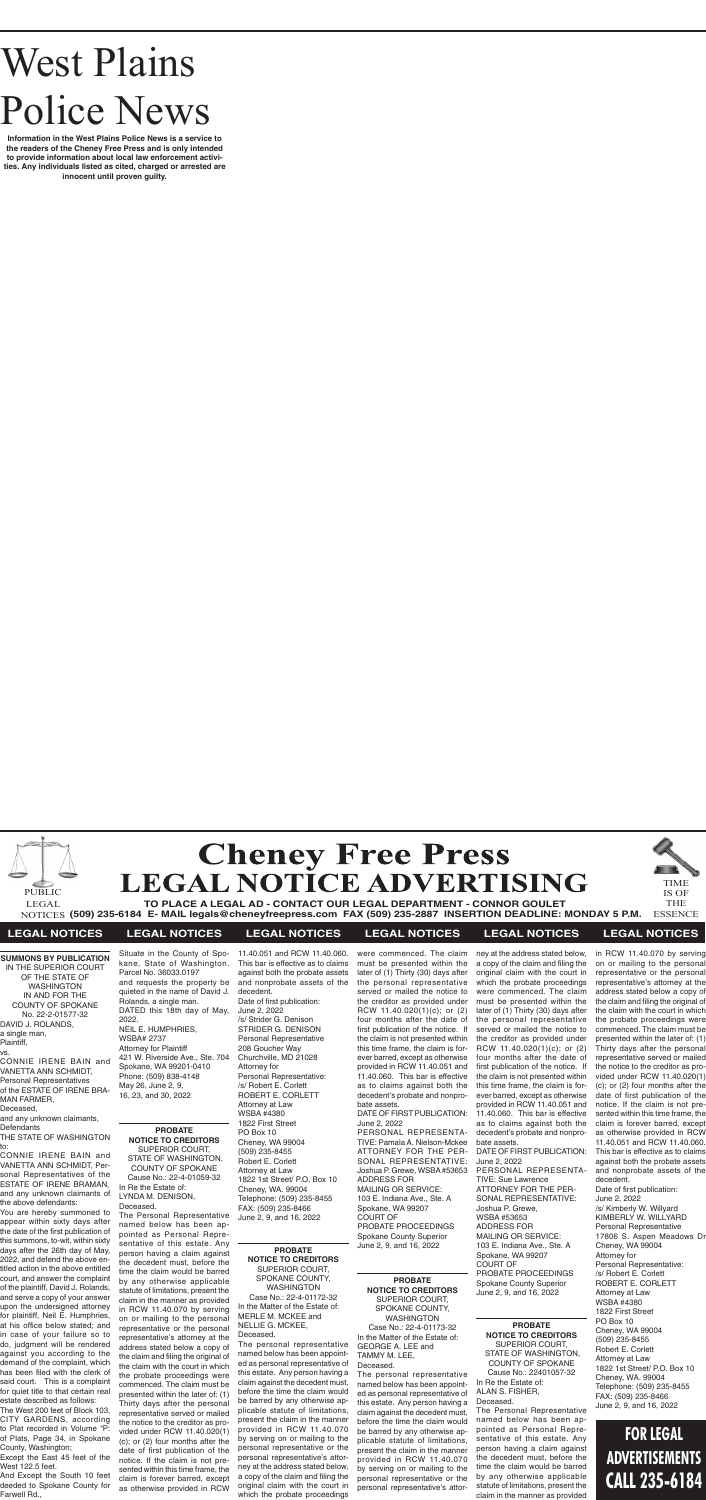# West Plains Police News

**Information in the West Plains Police News is a service to the readers of the Cheney Free Press and is only intended to provide information about local law enforcement activities. Any individuals listed as cited, charged or arrested are innocent until proven guilty.**

# Cheney Free Press LEGAL NOTICE ADVERTISING

PUBLIC LEGAL NOTICES

TIME IS OF THE ESSENCE

**TO PLACE A LEGAL AD - CONTACT OUR LEGAL DEPARTMENT - CONNOR GOULET (509) 235-6184 E- MAIL legals@cheneyfreepress.com FAX (509) 235-2887 INSERTION DEADLINE: MONDAY 5 P.M.**

## LEGAL NOTICES

**SUMMONS BY PUBLICATION**
IN THE SUPERIOR COURT OF THE STATE OF WASHINGTON IN AND FOR THE COUNTY OF SPOKANE
No. 22-2-01577-32
DAVID J. ROLANDS, a single man, Plaintiff,
vs.
CONNIE IRENE BAIN and VANETTA ANN SCHMIDT, Personal Representatives of the ESTATE OF IRENE BRAMAN FARMER, Deceased,
and any unknown claimants, Defendants
THE STATE OF WASHINGTON to:
CONNIE IRENE BAIN and VANETTA ANN SCHMIDT, Personal Representatives of the ESTATE OF IRENE BRAMAN, and any unknown claimants of the above defendants:
You are hereby summoned to appear within sixty days after the date of the first publication of this summons, to-wit, within sixty days after the 26th day of May, 2022, and defend the above entitled action in the above entitled court, and answer the complaint of the plaintiff, David J. Rolands, and serve a copy of your answer upon the undersigned attorney for plaintiff, Neil E. Humphries, at his office below stated; and in case of your failure so to do, judgment will be rendered against you according to the demand of the complaint, which has been filed with the clerk of said court. This is a complaint for quiet title to that certain real estate described as follows:
The West 200 feet of Block 103, CITY GARDENS, according to Plat recorded in Volume "F" of Plats, Page 34, in Spokane County, Washington;
Except the East 45 feet of the West 122.5 feet.
And Except the South 10 feet deeded to Spokane County for Farwell Rd.,
Situate in the County of Spokane, State of Washington.
Parcel No. 36033.0197
and requests the property be quieted in the name of David J. Rolands, a single man.
DATED this 18th day of May, 2022.
NEIL E. HUMPHRIES,
WSBA# 2737
Attorney for Plaintiff
421 W. Riverside Ave., Ste. 704
Spokane, WA 99201-0410
Phone: (509) 838-4148
May 26, June 2, 9, 16, 23, and 30, 2022

**PROBATE NOTICE TO CREDITORS**
SUPERIOR COURT, STATE OF WASHINGTON, COUNTY OF SPOKANE
Cause No.: 22-4-01059-32
In Re the Estate of:
LYNDA M. DENISON,
Deceased.
The Personal Representative named below has been appointed as Personal Representative of this estate. Any person having a claim against the decedent must, before the time the claim would be barred by any otherwise applicable statute of limitations, present the claim in the manner as provided in RCW 11.40.070 by serving on or mailing to the personal representative or the personal representative's attorney at the address stated below a copy of the claim and filing the original of the claim with the court in which the probate proceedings were commenced. The claim must be presented within the later of: (1) Thirty days after the personal representative served or mailed the notice to the creditor as provided under RCW 11.40.020(1)(c); or (2) four months after the date of first publication of the notice. If the claim is not presented within this time frame, the claim is forever barred, except as otherwise provided in RCW 11.40.051 and RCW 11.40.060. This bar is effective as to claims against both the probate assets and nonprobate assets of the decedent.
Date of first publication:
June 2, 2022
/s/ Strider G. Denison
STRIDER G. DENISON
Personal Representative
208 Goucher Way
Churchville, MD 21028
Attorney for Personal Representative:
/s/ Robert E. Corlett
ROBERT E. CORLETT
Attorney at Law
WSBA #4380
1822 First Street
PO Box 10
Cheney, WA 99004
(509) 235-8455
Robert E. Corlett
Attorney at Law
1822 1st Street/ P.O. Box 10
Cheney, WA. 99004
Telephone: (509) 235-8455
FAX: (509) 235-8466
June 2, 9, and 16, 2022

**PROBATE NOTICE TO CREDITORS**
SUPERIOR COURT, SPOKANE COUNTY, WASHINGTON
Case No.: 22-4-01172-32
In the Matter of the Estate of:
MERLE M. MCKEE and NELLIE G. MCKEE,
Deceased.
The personal representative named below has been appointed as personal representative of this estate. Any person having a claim against the decedent must, before the time the claim would be barred by any otherwise applicable statute of limitations, present the claim in the manner provided in RCW 11.40.070 by serving on or mailing to the personal representative or the personal representative's attorney at the address stated below, a copy of the claim and filing the original claim with the court in which the probate proceedings were commenced. The claim must be presented within the later of (1) Thirty (30) days after the personal representative served or mailed the notice to the creditor as provided under RCW 11.40.020(1)(c); or (2) four months after the date of first publication of the notice. If the claim is not presented within this time frame, the claim is forever barred, except as otherwise provided in RCW 11.40.051 and 11.40.060. This bar is effective as to claims against both the decedent's probate and nonprobate assets.
DATE OF FIRST PUBLICATION:
June 2, 2022
PERSONAL REPRESENTATIVE: Pamala A. Nielson-Mckee
ATTORNEY FOR THE PERSONAL REPRESENTATIVE:
Joshua P. Grewe, WSBA #53653
ADDRESS FOR MAILING OR SERVICE:
103 E. Indiana Ave., Ste. A
Spokane, WA 99207
COURT OF PROBATE PROCEEDINGS
Spokane County Superior
June 2, 9, and 16, 2022

**PROBATE NOTICE TO CREDITORS**
SUPERIOR COURT, SPOKANE COUNTY, WASHINGTON
Case No.: 22-4-01173-32
In the Matter of the Estate of:
GEORGE A. LEE and TAMMY M. LEE,
Deceased.
The personal representative named below has been appointed as personal representative of this estate. Any person having a claim against the decedent must, before the time the claim would be barred by any otherwise applicable statute of limitations, present the claim in the manner provided in RCW 11.40.070 by serving on or mailing to the personal representative or the personal representative's attorney at the address stated below, a copy of the claim and filing the original claim with the court in which the probate proceedings were commenced. The claim must be presented within the later of (1) Thirty (30) days after the personal representative served or mailed the notice to the creditor as provided under RCW 11.40.020(1)(c); or (2) four months after the date of first publication of the notice. If the claim is not presented within this time frame, the claim is forever barred, except as otherwise provided in RCW 11.40.051 and 11.40.060. This bar is effective as to claims against both the decedent's probate and nonprobate assets.
DATE OF FIRST PUBLICATION:
June 2, 2022
PERSONAL REPRESENTATIVE: Sue Lawrence
ATTORNEY FOR THE PERSONAL REPRESENTATIVE:
Joshua P. Grewe,
WSBA #53653
ADDRESS FOR MAILING OR SERVICE:
103 E. Indiana Ave., Ste. A
Spokane, WA 99207
COURT OF PROBATE PROCEEDINGS
Spokane County Superior
June 2, 9, and 16, 2022

**PROBATE NOTICE TO CREDITORS**
SUPERIOR COURT, STATE OF WASHINGTON, COUNTY OF SPOKANE
Cause No.: 22401057-32
In Re the Estate of:
ALAN S. FISHER,
Deceased.
The Personal Representative named below has been appointed as Personal Representative of this estate. Any person having a claim against the decedent must, before the time the claim would be barred by any otherwise applicable statute of limitations, present the claim in the manner as provided in RCW 11.40.070 by serving on or mailing to the personal representative or the personal representative's attorney at the address stated below a copy of the claim and filing the original of the claim with the court in which the probate proceedings were commenced. The claim must be presented within the later of: (1) Thirty days after the personal representative served or mailed the notice to the creditor as provided under RCW 11.40.020(1)(c); or (2) four months after the date of first publication of the notice. If the claim is not presented within this time frame, the claim is forever barred, except as otherwise provided in RCW 11.40.051 and RCW 11.40.060. This bar is effective as to claims against both the probate assets and nonprobate assets of the decedent.
Date of first publication:
June 2, 2022
/s/ Kimberly W. Willyard
KIMBERLY W. WILLYARD
Personal Representative
17806 S. Aspen Meadows Dr
Cheney, WA 99004
Attorney for Personal Representative:
/s/ Robert E. Corlett
ROBERT E. CORLETT
Attorney at Law
WSBA #4380
1822 First Street
PO Box 10
Cheney, WA 99004
(509) 235-8455
Robert E. Corlett
Attorney at Law
1822 1st Street/ P.O. Box 10
Cheney, WA. 99004
Telephone: (509) 235-8455
FAX: (509) 235-8466
June 2, 9, and 16, 2022

**FOR LEGAL ADVERTISEMENTS CALL 235-6184**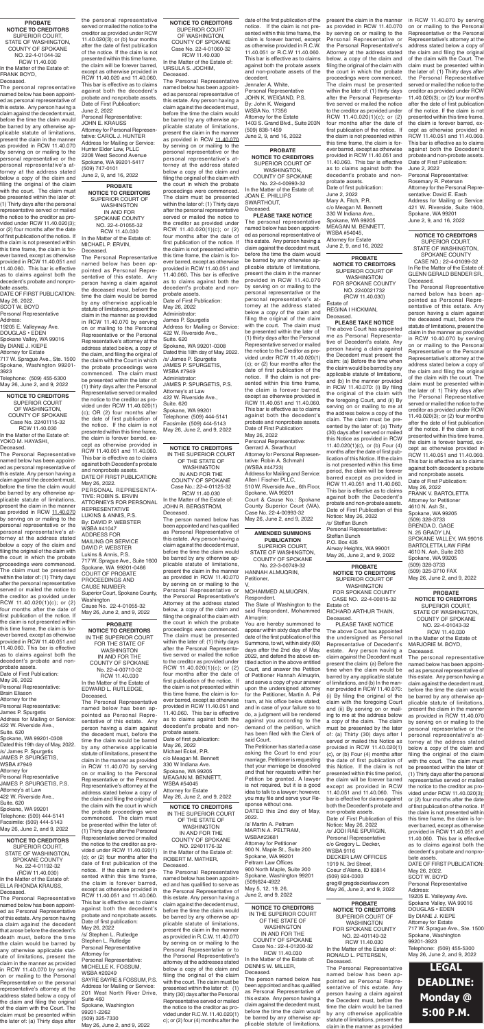## PROBATE NOTICE TO CREDITORS

SUPERIOR COURT, STATE OF WASHINGTON, COUNTY OF SPOKANE
NO. 22-4-01044-32
RCW 11.40.030

In the Matter of the Estate of: FRANK BOYD, Deceased.

The personal representative named below has been appointed as personal representative of this estate. Any person having a claim against the decedent must, before the time the claim would be barred by any otherwise applicable statute of limitations, present the claim in the manner as provided in RCW 11.40.070 by serving on or mailing to the personal representative or the personal representative's attorney at the address stated below a copy of the claim and filing the original of the claim with the court. The claim must be presented within the later of: (1) Thirty days after the personal representative served or mailed the notice to the creditor as provided under RCW 11.40.020(3); or (2) four months after the date of first publication of the notice. If the claim is not presented within this time frame, the claim is forever barred, except as otherwise provided in RCW 11.40.051 and 11.40.060. This bar is effective as to claims against both the decedent's probate and nonprobate assets.

DATE OF FIRST PUBLICATION: May 26, 2022.

SCOT W. BOYD
Personal Representative
Address:
19205 E. Valleyway Ave.
DOUGLAS • EDEN
Spokane Valley, WA 99016
By DIANE J. KIEPE
Attorney for Estate
717 W. Sprague Ave., Ste. 1500
Spokane, Washington 99201-3923
Telephone: (509) 455-5300
May 26, June 2, and 9, 2022

## NOTICE TO CREDITORS

SUPERIOR COURT OF WASHINGTON, COUNTY OF SPOKANE
Case No. 22401115-32
RCW 11.40.030

In the Matter of the Estate of: YOKO M. HAYASHI, Deceased.

The Personal Representative named below has been appointed as personal representative of this estate. Any person having a claim against the decedent must, before the time the claim would be barred by any otherwise applicable statute of limitations, present the claim in the manner as provided in RCW 11.40.070 by serving on or mailing to the personal representative or the personal representative's attorney at the address stated below a copy of the claim and filing the original of the claim with the court in which the probate proceedings were commenced. The claim must be presented within the later of: (1) Thirty days after the personal representative served or mailed the notice to the creditor as provided under RCW 11.40.020(1)(c); or (2) four months after the date of first publication of the notice. If the claim is not presented within this time frame, the claim is forever barred, except as otherwise provided in RCW 11.40.051 and 11.40.060. This bar is effective as to claims against both the decedent's probate and nonprobate assets.

Date of First Publication: May 26, 2022

Personal Representative: Brain Elison
Attorney for the Personal Representative: James P. Spurgetis
Address for Mailing or Service: 422 W. Riverside Ave., Suite. 620
Spokane, WA 99201-0308
Dated this 19th day of May, 2022.
/s/ James P. Spurgetis
JAMES P. SPURGETIS, WSBA #7949
Attorney for Personal Representative
JAMES P. SPURGETIS, P.S.
Attorney's at Law
422 W. Riverside Ave., Suite. 620
Spokane, WA 99201
Telephone: (509) 444-5141
Facsimile: (509) 444-5143
May 26, June 2, and 9, 2022

## NOTICE TO CREDITORS

SUPERIOR COURT, STATE OF WASHINGTON, SPOKANE COUNTY
No. 22-4-01192-32
(RCW 11.40.030)

In the Matter of the Estate of: ELLA RHONDA KRAUSS, Deceased.

The Personal Representative named below has been appointed as Personal Representative of this estate. Any person having a claim against the decedent that arose before the decedent's death must, before the time the claim would be barred by any otherwise applicable statute of limitations, present the claim in the manner as provided in RCW 11.40.070 by serving on or mailing to the Personal Representative or the personal representative's attorney at the address stated below a copy of the claim and filing the original of the claim with the Court. The claim must be presented within the later of: (a) Thirty days after the personal representative served or mailed the notice to the creditor as provided under RCW 11.40.020(3); or (b) four months after the date of first publication of the notice. If the claim is not presented within this time frame, the claim will be forever barred, except as otherwise provided in RCW 11.40.020 and 11.40.060. This bar is effective as to claims against both the decedent's probate and nonprobate assets.

Date of First Publication: June 2, 2022

Personal Representative: JOHN E. KRAUSS
Attorney for Personal Representative: CAROL J. HUNTER
Address for Mailing or Service: Hunter Elder Law, PLLC
2208 West Second Avenue
Spokane, WA 99201-5417
(509) 747-0101
June 2, 9, and 16, 2022

## PROBATE NOTICE TO CREDITORS

SUPERIOR COURT OF WASHINGTON IN AND FOR SPOKANE COUNTY
NO. 22-4-01055-32
RCW 11.40.030

In the Matter of the Estate of: MICHAEL P. ERVIN, Deceased.

The Personal Representative named below has been appointed as Personal Representative of this estate. Any person having a claim against the deceased must, before the time the claim would be barred by any otherwise applicable statute of limitations, present the claim in the manner as provided in RCW 11.40.070 by serving on or mailing to the Personal Representative or the Personal Representative's attorney at the address stated below, a copy of the claim, and filing the original of the claim with the Court in which the probate proceedings were commenced. The claim must be presented within the later of: (1) thirty days after the Personal Representative served or mailed the notice to the creditor as provided under RCW 11.40.020(1)(c); OR (2) four months after the date of first publication of the notice. If the claim is not presented within this time frame, the claim is forever barred, except as otherwise provided in RCW 11.40.051 and 11.40.060. This bar is effective as to claims against both Decedent's probate and nonprobate assets.

DATE OF FIRST PUBLICATION: May 26, 2022.

PERSONAL REPRESENTATIVE: ROBIN S. ERVIN
ATTORNEYS FOR PERSONAL REPRESENTATIVE
LUKINS & ANNIS, P.S.
By: DAVID P. WEBSTER
WSBA #41047
ADDRESS FOR MAILING OR SERVICE
DAVID P. WEBSTER
Lukins & Annis, P.S.
717 W. Sprague Ave., Suite 1600
Spokane, WA 99201-0466
COURT OF PROBATE PROCEEDINGS AND CAUSE NUMBER: Superior Court, Spokane County, Washington
Cause No. 22-4-01055-32
May 26, June 2, and 9, 2022

## PROBATE NOTICE TO CREDITORS

IN THE SUPERIOR COURT FOR THE STATE OF WASHINGTON IN AND FOR THE COUNTY OF SPOKANE
No. 22-4-00710-32
RCW 11.40.030

In the Matter of the Estate of: EDWARD L. RUTLEDGE, Deceased.

The Personal Representative named below has been appointed as Personal Representative of this estate. Any person having a claim against the decedent must, before the time the claim would be barred by any otherwise applicable statute of limitations, present the claim in the manner as provided in RCW 11.40.070 by serving on or mailing to the Personal Representative or the Personal Representative's attorney at the address stated below a copy of the claim and filing the original of the claim with the court in which the probate proceedings were commenced. The claim must be presented within the later of: (1) Thirty days after the Personal Representative served or mailed the notice to the creditor as provided under RCW 11.40.020(1)(c); or (2) four months after the date of first publication of the notice. If the claim is not presented within this time frame, the claim is forever barred, except as otherwise provided in RCW 11.40.051 and 11.40.060. This bar is effective as to claims against both the decedent's probate and nonprobate assets.

Date of first publication: May 26, 2022

/s/ Stephen L. Rutledge
Stephen L. Rutledge
Personal Representative
Attorney for Personal Representative: MICHELLE K. FOSSUM, WSBA #20249
SAYRE SAYRE & FOSSUM, P.S.
Address for Mailing or Service: 201 West North River Drive, Suite 460
Spokane, Washington 99201-2262
(509) 325-7330
May 26, June 2, and 9, 2022

## NOTICE TO CREDITORS

SUPERIOR COURT OF WASHINGTON, COUNTY OF SPOKANE
Case No. 22-4-01060-32
RCW 11.40.030

In the Matter of the Estate of: URSULA S. JOCHIM, Deceased.

The Personal Representative named below has been appointed as personal representative of this estate. Any person having a claim against the decedent must, before the time the claim would be barred by any otherwise applicable statute of limitations, present the claim in the manner as provided in RCW 11.40.070 by serving on or mailing to the personal representative or the personal representative's attorney at the address stated below a copy of the claim and filing the original of the claim with the court in which the probate proceedings were commenced. The claim must be presented within the later of: (1) Thirty days after the personal representative served or mailed the notice to the creditor as provided under RCW 11.40.020(1)(c); or (2) four months after the date of first publication of the notice. If the claim is not presented within this time frame, the claim is forever barred, except as otherwise provided in RCW 11.40.051 and 11.40.060. This bar is effective as to claims against both the decedent's probate and nonprobate assets.

Date of First Publication: May 26, 2022

Administrator: James P. Spurgetis
Address for Mailing or Service: 422 W. Riverside Ave., Suite. 620
Spokane, WA 99201-0308
Dated this 18th day of May, 2022.
/s/ James P. Spurgetis
JAMES P. SPURGETIS, WSBA #7949
Administrator: JAMES P. SPURGETIS, P.S.
Attorney's at Law
422 W. Riverside Ave., Suite. 620
Spokane, WA 99201
Telephone: (509) 444-5141
Facsimile: (509) 444-5143
May 26, June 2, and 9, 2022

## NOTICE TO CREDITORS

IN THE SUPERIOR COURT OF THE STATE OF WASHINGTON IN AND FOR THE COUNTY OF SPOKANE
Case No.: 22-4-01125-32
RCW 11.40.030

In the Matter of the Estate of: JOHN R. BERGSTROM, Deceased.

The person named below has been appointed and has qualified as Personal Representative of this estate. Any person having a claim against the decedent must, before the time the claim would be barred by any otherwise applicable statute of limitations, present the claim in the manner as provided in RCW 11.40.070 by serving on or mailing to the Personal Representative or the Personal Representative's Attorney at the address stated below, a copy of the claim and filing the original of the claim with the court in which the probate proceedings were commenced. The claim must be presented within the later of: (1) thirty days after the Personal Representative served or mailed the notice to the creditor as provided under RCW 11.40.020(1)(c); or (2) four months after the date of first publication of the notice. If the claim is not presented within this time frame, the claim is forever barred, except as otherwise provided in RCW 11.40.051 and 11.40.060. This bar is effective as to claims against both the decedent's probate and nonprobate assets.

Date of first publication: May 26, 2022

Michael Eckel, P.R.
c/o Meagan M. Bennett
330 W Indiana Ave.
Spokane, WA 99205
MEAGAN M. BENNETT, WSBA #45045
Attorney for Estate
May 26, June 2, and 9, 2022

## NOTICE TO CREDITORS

IN THE SUPERIOR COURT OF THE STATE OF WASHINGTON IN AND FOR THE COUNTY OF SPOKANE
NO. 22401176-32

In the Matter of the Estate of: ROBERT M. MATHER, Deceased.

The Personal Representative named below has been appointed and has qualified to serve as the Personal Representative of this estate. Any person having a claim against the decedent must, before the time the claim would be barred by any otherwise applicable statute of limitations, present the claim in the manner as provided in R.C.W. 11.40.070 by serving on or mailing to the Personal Representative or to the Personal Representative's attorney at the address stated below a copy of the claim and filing of the original of the claim with the Court. The claim must be presented within the later of: (1) thirty (30) days after the Personal Representative served or mailed the notice to the creditor as provided under R.C.W. 11.40.020(1)(c); or (2) four (4) months after the date of first publication of the notice. If the claim is not presented within this time frame, the claim is forever barred, except as otherwise provided in R.C.W. 11.40.051 or R.C.W. 11.40.060. This bar is effective as to claims against both the probate assets and non-probate assets of the decedent.

Jennafer A. White, Personal Representative
JOHN K. WEIGAND, P.S.
By: John K. Weigand
WSBA No. 17356
Attorney for the Estate
1403 S. Grand Blvd., Suite 203N
(509) 838-1459
June 2, 9, and 16, 2022

## PROBATE NOTICE TO CREDITORS

SUPERIOR COURT OF WASHINGTON, COUNTY OF SPOKANE
No. 22-4-00993-32

In the Matter of the Estate of: JOAN E. PHILLIPS SWARTHOUT, Deceased.

**PLEASE TAKE NOTICE**

The personal representative named below has been appointed as personal representative of this estate. Any person having a claim against the decedent must, before the time the claim would be barred by any otherwise applicable statute of limitations, present the claim in the manner as provided in RCW 11.40.070 by serving on or mailing to the personal representative or the personal representative's attorney at the address stated below a copy of the claim and filing the original of the claim with the court. The claim must be presented within the later of: (1) thirty days after the personal representative served or mailed the notice to the Creditor as provided under RCW 11.40.020(1)(c); or (2) four months after the date of first publication of the notice. If the claim is not presented within this time frame, the claim is forever barred, except as otherwise provided in RCW 11.40.051 and 11.40.060. This bar is effective as to claims against both the decedent's probate and nonprobate assets.

Date of First Publication: May 26, 2022

Personal Representative: Gerrard A. Swarthout
Attorney for Personal Representative: Robin A. Schmahl (WSBA #44723)
Address for Mailing and Service: Allen I Fischer PLLC, 510 W. Riverside Ave., 6th Floor, Spokane, WA 99201
Court & Cause No.: Spokane County Superior Court (WA), Case No. 22-4-00993-32
May 26, June 2, and 9, 2022

## AMENDED SUMMONS PUBLICATION

SUPERIOR COURT, STATE OF WASHINGTON, COUNTY OF SPOKANE
No. 22-3-00749-32

HANNAH ALMUQRIN, Petitioner,
v.
MOHAMMED ALMUQRIN, Respondent.

The State of Washington to the said Respondent, Mohammed Almuqrin:

You are hereby summoned to appear within sixty days after the date of the first publication of this Summons, to wit, within sixty (60) days after the 2nd day of May, 2022, and defend the above entitled action in the above entitled Court, and answer the Petition of Petitioner Hannah Almuqrin, and serve a copy of your answer upon the undersigned attorney for the Petitioner, Martin A. Peltram, at his office below stated; and in case of your failure so to do, a judgment will be rendered against you according to the demand of the petition, which has been filed with the Clerk of said Court.

The Petitioner has started a case asking the Court to end your marriage. Petitioner is requesting that your marriage be dissolved and that her requests within her Petition be granted. A lawyer is not required, but it is a good idea to talk to a lawyer; however, you may file and serve your Response without one.

DATED this 2nd day of May, 2022.

/s/ Martin A. Peltram
WSBA#23681
Attorney for Petitioner
900 N. Maple St., Suite 200
Spokane, WA 99201
Peltram Law Offices
900 North Maple, Suite 200
Spokane, Washington 99201
(509)624-4922
May 5, 12, 19, 26, June 2, and 9, 2022

## NOTICE TO CREDITORS

IN THE SUPERIOR COURT OF THE STATE OF WASHINGTON IN AND FOR THE COUNTY OF SPOKANE
Case No.: 22-4-01200-32
RCW 11.40.030

In the Matter of the Estate of: DENNIS W. MILLER, Deceased.

The person named below has been appointed and has qualified as Personal Representative of this estate. Any person having a claim against the decedent must, before the time the claim would be barred by any otherwise applicable statute of limitations, present the claim in the manner as provided in RCW 11.40.070 by serving on or mailing to the Personal Representative or the Personal Representative's Attorney at the address stated below, a copy of the claim and filing the original of the claim with the court in which the probate proceedings were commenced. The claim must be presented within the later of: (1) thirty days after the Personal Representative served or mailed the notice to the creditor as provided under RCW 11.40.020(1)(c); or (2) four months after the date of first publication of the notice. If the claim is not presented within this time frame, the claim is forever barred, except as otherwise provided in RCW 11.40.051 and 11.40.060. This bar is effective as to claims against both the decedent's probate and nonprobate assets.

Date of first publication: June 2, 2022

Mary A. Fitch, P.R.
c/o Meagan M. Bennett
330 W Indiana Ave.,
Spokane, WA 99205
MEAGAN M. BENNETT, WSBA #45045,
Attorney for Estate
June 2, 9, and 16, 2022

## PROBATE NOTICE TO CREDITORS

SUPERIOR COURT OF WASHINGTON FOR SPOKANE COUNTY
NO. 2240021732
(RCW 11.40.030)

Estate of REGINA I HICKMAN, Deceased.

**PLEASE TAKE NOTICE**

The above Court has appointed me as Personal Representative of Decedent's estate. Any person having a claim against the Decedent must present the claim: (a) Before the time when the claim would be barred by any applicable statute of limitations, and (b) In the manner provided in RCW 11.40.070: (i) By filing the original of the claim with the foregoing Court, and (ii) By serving on or mailing to me at the address below a copy of the claim. The claim must be presented by the later of: (a) Thirty (30) days after I served or mailed this Notice as provided in RCW 11.40.020(1)(c), or (b) Four (4) months after the date of first publication of this Notice. If the claim is not presented within this time period, the claim will be forever barred except as provided in RCW 11.40.051 and 11.40.060. This bar is effective as to claims against both the Decedent's probate and non-probate assets.

Date of First Publication of this Notice: May 26, 2022

/s/ Steffan Bunch
Personal Representative: Steffan Bunch
P.O. Box 435
Airway Heights, WA 99001
May 26, June 2, and 9, 2022

## PROBATE NOTICE TO CREDITORS

SUPERIOR COURT OF WASHINGTON FOR SPOKANE COUNTY
CASE NO. 22-4-00815-32

Estate of: RICHARD ARTHUR THAIN, Deceased.

PLEASE TAKE NOTICE

The above Court has appointed the undersigned as Personal Representative of Decedent's estate. Any person having a claim against the Decedent must present the claim: (a) Before the time when the claim would be barred by any applicable statute of limitations, and (b) In the manner provided in RCW 11.40.070: (i) By filing the original of the claim with the foregoing Court and (ii) By serving on or mailing to me at the address below a copy of the claim. The claim must be presented by the later of: (a) Thirty (30) days after I served or mailed this Notice as provided in RCW 11.40.020(1)(c), or (b) Four (4) months after the date of first publication of this Notice. If the claim is not presented within this time period, the claim will be forever barred except as provided in RCW 11.40.051 and 11.40.060. This bar is effective for claims against both the Decedent's probate and non-probate assets.

Date of First Publication of this Notice: May 26, 2022

/s/ JODI RAE SPURGIN, Personal Representative
c/o Gregory L. Decker, WSBA 9116
DECKER LAW OFFICES
1919 N. 3rd Street,
Coeur d'Alene, ID 83814
(509) 924-0303
greg@gregdeckerlaw.com
May 26, June 2, and 9, 2022

## PROBATE NOTICE TO CREDITORS

SUPERIOR COURT OF WASHINGTON FOR SPOKANE COUNTY
NO. 22-401149-32
RCW 11.40.030

In the Matter of the Estate of: RONALD L. PETERSEN, Deceased.

The Personal Representative named below has been appointed as Personal Representative of this estate. Any person having a claim against the Decedent must, before the time the claim would be barred by any otherwise applicable statute of limitations, present the claim in the manner as provided in RCW 11.40.070 by serving on or mailing to the Personal Representative or the Personal Representative's attorney at the address stated below a copy of the claim and filing the original of the claim with the Court. The claim must be presented within the later of: (1) Thirty days after the Personal Representative served or mailed the notice to the creditor as provided under RCW 11.40.020(3); or (2) four months after the date of first publication of the notice. If the claim is not presented within this time frame, the claim is forever barred, except as otherwise provided in RCW 11.40.051 and 11.40.060. This bar is effective as to claims against both the Decedent's probate and non-probate assets.

Date of First Publication: June 2, 2022

Personal Representative: Rosemary R. Petersen
Attorney for the Personal Representative: David E. Eash
Address for Mailing or Service: 421 W. Riverside, Suite 1600, Spokane, WA 99201
June 2, 9, and 16, 2022

## NOTICE TO CREDITORS

SUPERIOR COURT, STATE OF WASHINGTON, SPOKANE COUNTY
CASE NO.: 22-4-01099-32

In Re the Matter of the Estate of: GLENN GERALD BENDER SR., Deceased.

The Personal Representative named below has been appointed as Personal Representative of this estate. Any person having a claim against the deceased must, before the time the claim would be barred by any otherwise applicable statute of limitations, present the claim in the manner as provided in RCW 10.40.070 by serving on or mailing to the Personal Representative or the Personal Representative's attorney at the address stated below a copy of the claim and filing the original of the claim with the court. The claim must be presented within the later of: 1) Thirty days after the Personal Representative served or mailed the notice to the creditor as provided under RCW 11.40.020(3); or (2) four months after the date of first publication of the notice. If the claim is not presented within this time frame, the claim is forever barred, except as otherwise provided in RCW 11.40.051 and 11.40.060. This bar is effective as to claims against both decedent's probate and nonprobate assets.

Date of First Publication: May 26, 2022

FRANK V. BARTOLETTA
Attorney for Petitioner
4610 N. Ash St.,
Spokane, WA 99205
(509) 328-3733
BRENDA D. GAGE
N. 25 GRADY LN,
SPOKANE VALLEY, WA 99016
BARTOLETTA LAW FIRM
4610 N. Ash, Suite 203
Spokane, WA 99205
(509) 328-3733
(509) 325-3710 FAX
May 26, June 2, and 9, 2022

## PROBATE NOTICE TO CREDITORS

SUPERIOR COURT, STATE OF WASHINGTON, COUNTY OF SPOKANE
NO. 22-4-01043-32
RCW 11.40.030

In the Matter of the Estate of: MARJORIE M. BOYD, Deceased.

The personal representative named below has been appointed as personal representative of this estate. Any person having a claim against the decedent must, before the time the claim would be barred by any otherwise applicable statute of limitations, present the claim in the manner as provided in RCW 11.40.070 by serving on or mailing to the personal representative or the personal representative's attorney at the address stated below a copy of the claim and filing the original of the claim with the court. The claim must be presented within the later of: (1) Thirty days after the personal representative served or mailed the notice to the creditor as provided under RCW 11.40.020(3); or (2) four months after the date of first publication of the notice. If the claim is not presented within this time frame, the claim is forever barred, except as otherwise provided in RCW 11.40.051 and 11.40.060. This bar is effective as to claims against both the decedent's probate and nonprobate assets.

DATE OF FIRST PUBLICATION: May 26, 2022.

SCOT W. BOYD
Personal Representative
Address:
19205 E. Valleyway Ave.
Spokane Valley, WA 99016
DOUGLAS • EDEN
By DIANE J. KIEPE
Attorney for Estate
717 W. Sprague Ave., Ste. 1500
Spokane, Washington 99201-3923
Telephone: (509) 455-5300
May 26, June 2, and 9, 2022

**LEGAL DEADLINE: Monday @ 5:00 P.M.**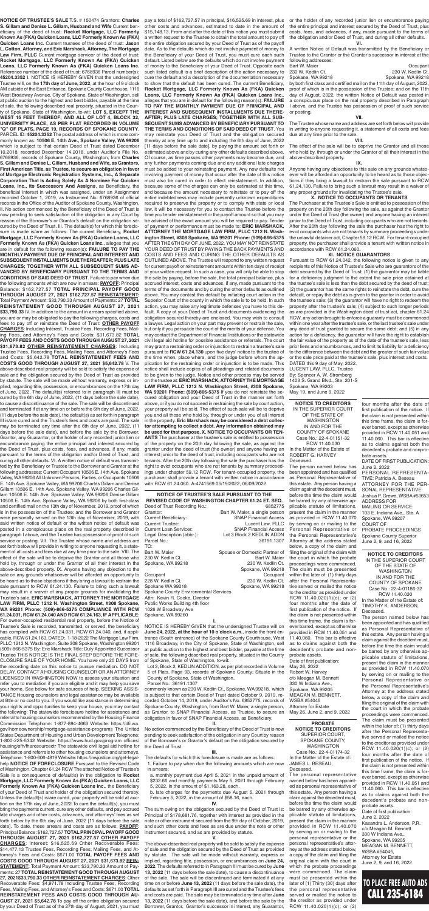**NOTICE OF TRUSTEE'S SALE** T.S. # 150474 Grantors: **Charles G. Gillam and Denise L. Gillam, Husband and Wife** Current beneficiary of the deed of trust: **Rocket Mortgage, LLC Formerly Known As (FKA) Quicken Loans, LLC Formerly Known As (FKA) Quicken Loans Inc**. Current trustees of the deed of trust: **Jason L. Cotton, Attorney, and Eric Marshack, Attorney, The Mortgage Law Firm, PLLC** Current mortgage servicer of the deed of trust: **Rocket Mortgage, LLC Formerly Known As (FKA) Quicken Loans, LLC Formerly Known As (FKA) Quicken Loans Inc**. Reference number of the deed of trust: 6768936 Parcel number(s): **45204.3352** I. NOTICE IS HEREBY GIVEN that the undersigned Trustee will, on the **17th day of June, 2022**, at the hour of 9 o'clock AM outside of the East Entrance, Spokane County Courthouse, 1116 West Broadway Avenue, City of Spokane, State of Washington, sell at public auction to the highest and best bidder, payable at the time of sale, the following described real property, situated in the County of Spokane, State of Washington, to-wit: **LOT 5, EXCEPT THE WEST 16 FEET THEREOF; AND ALL OF LOT 4, BLOCK 32, UNIVERSITY PLACE, AS PER PLAT RECORDED IN VOLUME "Q" OF PLATS, PAGE 19, RECORDS OF SPOKANE COUNTY.** PARCEL ID: **45204.3352** The postal address of which is more commonly known as: **10506 E. 14th Ave., Spokane Valley, WA 99206** which is subject to that certain Deed of Trust dated December 10,2018, recorded December 14,2018, under Auditor's File No. 6768936, records of Spokane County, Washington, from **Charles G. Gillam and Denise L. Gillam, Husband and Wife, as Grantors, First American Title, as Trustee, to secure an obligation in favor of Mortgage Electronic Registration Systems, Inc., A Separate Corporation That Is Acting Solely As A Nominee For Quicken Loans, Inc., Its Successors And Assigns**, as Beneficiary, the beneficial interest in which was assigned, under an Assignment recorded October 1, 2019, as Instrument No. 6768936 of official records in the Office of the Auditor of Spokane County, Washington. II. No action commenced by the Beneficiary of the Deed of Trust is now pending to seek satisfaction of the obligation in any Court by reason of the Borrower's or Grantor's default on the obligation secured by the Deed of Trust. III. The default(s) for which this foreclosure is made is/are as follows: The current Beneficiary, **Rocket Mortgage, LLC Formerly Known As (FKA) Quicken Loans, LLC Formerly Known As (FKA) Quicken Loans Inc.**, alleges that you are in default for the following reason(s): **FAILURE TO PAY THE MONTHLY PAYMENT DUE OF PRINCIPAL AND INTEREST AND SUBSEQUENT INSTALLMENTS DUE THEREAFTER; PLUS LATE CHARGES; TOGETHER WITH ALL SUBSEQUENT SUMS ADVANCED BY BENEFICIARY PURSUANT TO THE TERMS AND CONDITIONS OF SAID DEED OF TRUST.** Failure to pay when due the following amounts which are now in arrears: **PAYOFF**: Principal Balance: $162,727.57 **TOTAL PRINCIPAL PAYOFF GOOD THROUGH AUGUST 27, 2021 $162,727.57 REINSTATEMENT**: Total Payment Amount: $33,790.33 Amount of Payments: 27 **TOTAL REINSTATEMENT GOOD THROUGH AUGUST 27, 2021 $33,790.33** IV. In addition to the amount in arrears specified above, you are or may be obligated to pay the following charges, costs and fees to pay off or reinstate the Deed of Trust: **OTHER PAYOFF CHARGES**: Including Interest, Trustee Fees, Recording Fees, Mailing Fees, and Attorney's Fees and Costs: $31,673.82 **TOTAL PAYOFF FEES AND COSTS GOOD THROUGH AUGUST 27, 2021 $31,673.82 OTHER REINSTATEMENT CHARGES**: Including Trustee Fees, Recording Fees, Mailing Fees, and Attorney's Fees and Costs: $5,642.78 **TOTAL REINSTATEMENT FEES AND COSTS GOOD THROUGH AUGUST 27, 2021 $5,642.78** V. The above-described real property will be sold to satisfy the expense of sale and the obligation secured by the Deed of Trust as provided by statute. The sale will be made without warranty, express or implied, regarding title, possession, or encumbrances on the 17th day of June, 2022. The default(s) referred to in paragraph III must be cured by the 6th day of June, 2022, (11 days before the sale date), to cause a discontinuance of the sale. The sale will be discontinued and terminated if at any time on or before the 6th day of June, 2022, (11 days before the sale date), the default(s) as set forth in paragraph III is/are cured and the Trustee's fees and costs are paid. The sale may be terminated any time after the 6th day of June, 2022, (11 days before the sale date), and before the sale by the Borrower, Grantor, any Guarantor, or the holder of any recorded junior lien or encumbrance paying the entire principal and interest secured by the Deed of Trust, plus costs, fees, and advances, if any, made pursuant to the terms of the obligation and/or Deed of Trust, and curing all other defaults. VI. A written notice of default was transmitted by the Beneficiary or Trustee to the Borrower and Grantor at the following addresses: Current Occupant 10506 E. 14th Ave. Spokane Valley, WA 99206 All Unknown Persons, Parties, or Occupants 10506 E. 14th Ave. Spokane Valley, WA 99206 Charles Gillam and Denise Gillam 10506 E. 14th Ave. Spokane Valley, WA 99206 Charles Gillam 10506 E. 14th Ave. Spokane Valley, WA 99206 Denise Gillam 10506 E. 14th Ave. Spokane Valley, WA 99206 by both first-class and certified mail on the 13th day of November, 2019, proof of which is in the possession of the Trustee; and the Borrower and Grantor were personally served on the 13th day of November, 2019, with said written notice of default or the written notice of default was posted in a conspicuous place on the real property described in paragraph I above, and the Trustee has possession of proof of such service or posting. VII. The Trustee whose name and address are set forth below will provide in writing to anyone requesting it, a statement of all costs and fees due at any time prior to the sale. VIII. The effect of the sale will be to deprive the Grantor and all those who hold by, through or under the Grantor of all their interest in the above-described property. IX. Anyone having any objection to the sale on any grounds whatsoever will be afforded an opportunity to be heard as to those objections if they bring a lawsuit to restrain the sale pursuant to RCW 61.24.130. Failure to bring such a lawsuit may result in a waiver of any proper grounds for invalidating the Trustee's sale. **ERIC MARSHACK, ATTORNEY THE MORTGAGE LAW FIRM, PLLC 1212 N. Washington Street, #308 Spokane, WA 99201 Phone: (509)-866-5375 COMPLIANCE WITH RCW 61.24.031, RCW 61.24.040 AND RCW 61.24.163, IF APPLICABLE**: For owner-occupied residential real property, before the Notice of Trustee's Sale is recorded, transmitted, or served, the beneficiary has complied with RCW 61.24.031, RCW 61.24.040, and, if applicable, RCW 61.24.163. DATED:. 1-18-2022 The Mortgage Law Firm, PLLC 1212 N. Washington, Suite 308 Spokane, Washington 99201 (509)-866-5375 By: Eric Marshack Title: Duly Appointed Successor Trustee THIS NOTICE IS THE FINAL STEP BEFORE THE FORECLOSURE SALE OF YOUR HOME. You have only 20 DAYS from the recording date on this notice to pursue mediation. DO NOT DELAY. CONTACT A HOUSING COUNSELOR OR AN ATTORNEY LICENSED IN WASHINGTON NOW to assess your situation and refer you to mediation if you are eligible and it may help you save your home. See below for safe sources of help. SEEKING ASSISTANCE Housing counselors and legal assistance may be available at little or no cost to you. If you would like assistance in determining your rights and opportunities to keep your house, you may contact the following: The statewide foreclosure hotline for assistance and referral to housing counselors recommended by the Housing Finance Commission Telephone: 1-877-894-4663 Website: https://dfi.wa.gov/homeownership/mortgage-assistance-programs The United States Department of Housing and Urban Development Telephone: 1-800-225-5342 Website: https://www.hud.gov/program offices/housing/sfh/hcc/fc/index.cfm? The statewide civil legal aid hotline for assistance and referrals to other housing counselors and attorneys Telephone: 1-800-606-4819 Website: https://nwjustice.org/get-legal-help **NOTICE OF FORECLOSURE** Pursuant to the Revised Code of Washington, Chapter 61.24 RCW The attached Notice of Trustee's Sale is a consequence of default(s) in the obligation to **Rocket Mortgage, LLC Formerly Known As (FKA) Quicken Loans, LLC Formerly Known As (FKA) Quicken Loans Inc.**, the Beneficiary of your Deed of Trust and holder of the obligation secured thereby. Unless the default(s) is/are cured, your property will be sold at auction on the 17th day of June, 2022.To cure the default(s), you must bring the payments current, cure any other defaults, and pay accrued late charges and other costs, advances, and attorneys' fees as set forth below by the 6th day of June, 2022 [11 days before the sale date]. To date, these arrears and costs are as follows: **PAYOFF**: Principal Balance: $162,727.57 **TOTAL PRINCIPAL PAYOFF GOOD THROUGH AUGUST 27, 2021 $162,727.57 OTHER PAYOFF CHARGES**: Interest: $16,525.69 Other Recoverable Fees: $14,477.13 Trustee Fees, Recording Fees, Mailing Fees, and Attorney's Fees and Costs: $671.00 **TOTAL PAYOFF FEES AND COSTS GOOD THROUGH AUGUST 27, 2021 $31,673.82 REINSTATEMENT**: Total Payment Amount: $33,790.33 Amount of Payments: 27 **TOTAL REINSTATEMENT GOOD THROUGH AUGUST 27, 2021$33,790.33 OTHER REINSTATEMENT CHARGES**: Other Recoverable Fees: $4,971.78 Including Trustee Fees, Recording Fees, Mailing Fees, and Attorney's Fees and Costs: $671.00 **TOTAL REINSTATEMENT FEES AND COSTS GOOD THROUGH AUGUST 27, 2021 $5,642.78** To pay off the entire obligation secured by your Deed of Trust as of the 27th day of August, 2021, you must pay a total of $162,727.57 in principal, $16,525.69 in interest, plus other costs and advances, estimated to date in the amount of $15,148.13. From and after the date of this notice you must submit a written request to the Trustee to obtain the total amount to pay off the entire obligation secured by your Deed of Trust as of the payoff date. As to the defaults which do not involve payment of money to the Beneficiary of your Deed of Trust, you must cure each such default. Listed below are the defaults which do not involve payment of money to the Beneficiary of your Deed of Trust. Opposite each such listed default is a brief description of the action necessary to cure the default and a description of the documentation necessary to show that the default has been cured. The current Beneficiary, **Rocket Mortgage, LLC Formerly Known As (FKA) Quicken Loans, LLC Formerly Known As (FKA) Quicken Loans Inc.**, alleges that you are in default for the following reason(s): **FAILURE TO PAY THE MONTHLY PAYMENT DUE OF PRINCIPAL AND INTEREST AND SUBSEQUENT INSTALLMENTS DUE THEREAFTER; PLUS LATE CHARGES; TOGETHER WITH ALL SUBSEQUENT SUMS ADVANCED BY BENEFICIARY PURSUANT TO THE TERMS AND CONDITIONS OF SAID DEED OF TRUST.** You may reinstate your Deed of Trust and the obligation secured thereby at any time up to and including the 6th day of June, 2022 [11 days before the sale date], by paying the amount set forth or estimated above and by curing any other defaults described above. Of course, as time passes other payments may become due, and any further payments coming due and any additional late charges must be added to your reinstating payment. Any new defaults not involving payment of money that occur after the date of this notice must also be cured in order to effect reinstatement. In addition, because some of the charges can only be estimated at this time, and because the amount necessary to reinstate or to pay off the entire indebtedness may include presently unknown expenditures required to preserve the property or to comply with state or local law, it will be necessary for you to contact the Trustee before the time you tender reinstatement or the payoff amount so that you may be advised of the exact amount you will be required to pay. Tender of payment or performance must be made to: **ERIC MARSHACK, ATTORNEY THE MORTGAGE LAW FIRM, PLLC 1212 N. Washington Street, #308 Spokane, WA 99201 Phone: (509)-866-5375** AFTER THE 6TH DAY OF JUNE, 2022, YOU MAY NOT REINSTATE YOUR DEED OF TRUST BY PAYING THE BACK PAYMENTS AND COSTS AND FEES AND CURING THE OTHER DEFAULTS AS OUTLINED ABOVE. The Trustee will respond to any written request for current payoff or reinstatement amounts within ten days of receipt of your written request. In such a case, you will only be able to stop the sale by paying, before the sale, the total principal balance, plus accrued interest, costs and advances, if any, made pursuant to the terms of the documents and by curing the other defaults as outlined above. You may contest this default by initiating court action in the Superior Court of the county in which the sale is to be held. In such action, you may raise any legitimate defenses you have to this default. A copy of your Deed of Trust and documents evidencing the obligation secured thereby are enclosed. You may wish to consult a lawyer. Legal action on your part may prevent or restrain the sale, but only if you persuade the court of the merits of your defense. You may contact the Department of Financial Institutions or the statewide civil legal aid hotline for possible assistance or referrals. The court may grant a restraining order or injunction to restrain a trustee's sale pursuant to **RCW 61.24.130** upon five days' notice to the trustee of the time when, place where, and the judge before whom the application for the restraining order or injunction is to be made. This notice shall include copies of all pleadings and related documents to be given to the judge. Notice and other process may be served on the trustee at: **ERIC MARSHACK, ATTORNEY THE MORTGAGE LAW FIRM, PLLC 1212 N. Washington Street, #308 Spokane, WA 99201 Phone: (509)-866-5375** If you do not reinstate the secured obligation and your Deed of Trust in the manner set forth above, or if you do not succeed in restraining the sale by court action, your property will be sold. The effect of such sale will be to deprive you and all those who hold by, through or under you of all interest in the property. **Eric Marshack may be considered a debt collector attempting to collect a debt. Any information obtained may be used for that purpose. X. NOTICE TO OCCUPANTS OR TENANTS** The purchaser at the trustee's sale is entitled to possession of the property on the 20th day following the sale, as against the grantor under the deed of trust (the owner) and anyone having an interest junior to the deed of trust, including occupants who are not tenants. After the 20th day following the sale the purchaser has the right to evict occupants who are not tenants by summary proceedings under chapter 59.12 RCW. For tenant-occupied property, the purchaser shall provide a tenant with written notice in accordance with RCW 61.24.060. A-4741569 05/19/2022, 06/09/2022

**NOTICE OF TRUSTEE'S SALE PURSUANT TO THE REVISED CODE OF WASHINGTON CHAPTER 61.24 ET. SEQ.**

| | |
|---|---|
| Deed of Trust Recording No.: | 6852775 |
| Grantor: | Bart W. Maier, a single person |
| Current Beneficiary: | SNAP Financial Access |
| Current Trustee: | Lucent Law, PLLC |
| Current Loan Servicer: | SNAP Financial Access |
| Legal Description (abbr.): | Lot 3 Block 2 KEDLIN ADDN |
| Parcel No.: | 36191.1307 |

TO:

| | |
|---|---|
| Bart W. Maier | Spouse or Domestic Partner of Bart W. Maier |
| 230 W. Kedlin Ct. | 230 W. Kedlin Ct. |
| Spokane, WA 99218 | Spokane, WA 99218 |
| Occupant | Occupant |
| 228 W. Kedlin Ct. | 230 W. Kedlin Ct. |
| Spokane WA 99218 | Spokane, WA 99218 |

Spokane County Environmental Services
Attn: Kevin R. Cooke, Director
Public Works Building 4th floor
1026 W Broadway Ave
Spokane, WA 99260

**I.**

NOTICE IS HEREBY GIVEN that the undersigned Trustee will on **June 24, 2022, at the hour of 10 o'clock a.m.**, inside the front entrance (South entrance) of the Spokane County Courthouse, West 1116 Broadway, in the City of Spokane, State of Washington, sell at public auction to the highest and best bidder, payable at the time of sale, the following described real property, situated in the County of Spokane, State of Washington, to-wit:

Lot 3, Block 2, KEDLIN ADDITION, as per plat recorded in Volume 5 of Plats, Page 93, records of Spokane County; Situate in the County of Spokane, State of Washington.
Parcel No. 36191.1307

commonly known as 230 W. Kedlin Ct., Spokane, WA 99218, which is subject to that certain Deed of Trust dated October 9, 2019, recorded October 14, 2019, under Auditor's No. 6852775, records of Spokane County, Washington, from Bart W. Maier, a single person, as Grantor, to SNAP Financial Access, as Trustee, to secure an obligation in favor of SNAP Financial Access, as Beneficiary.

**II.**

No action commenced by the Beneficiary of the Deed of Trust is now pending to seek satisfaction of the obligation in any Court by reason of the Borrower's or Grantor's default on the obligation secured by the Deed of Trust.

**III.**

The defaults for which this foreclosure is made are as follows:

1. Failure to pay when due the following amounts which are now in arrears:

a. monthly payment due April 5, 2021 in the unpaid amount of $232.66 and monthly payments May 5, 2021 through February 5, 2022, in the amount of $1,163.28, each.

b. late charges for the payments due August 5, 2021 through February 5, 2022, in the amount of $58.16, each.

**IV.**

The sum owing on the obligation secured by the Deed of Trust is: Principal of $178,681.76, together with interest as provided in the note or other instrument secured from the 9th day of October, 2019, and such other costs and fees as are due under the note or other instrument secured, and as are provided by statute.

**V.**

The above-described real property will be sold to satisfy the expense of sale and the obligation secured by the Deed of Trust as provided by statute. The sale will be made without warranty, express or implied, regarding title, possession, or encumbrances on **June 24, 2022**. The defaults referred to in Paragraph III must be cured on or before **June 13, 2022** (11 days before the sale date), to cause a discontinuance of the sale. The sale will be discontinued and terminated if at any time on or before **June 13, 2022** (11 days before the sale date), the defaults as set forth in Paragraph III are cured and the Trustee's fees and costs are paid. The sale may be terminated any time after **June 13, 2022** (11 days before the sale date), and before the sale by the Borrower, Grantor, Grantor's successor in interest, any Guarantor, or the holder of any recorded junior lien or encumbrance paying the entire principal and interest secured by the Deed of Trust, plus costs, fees, and advances, if any, made pursuant to the terms of the obligation and/or Deed of Trust, and curing all other defaults.

**VI.**

A written Notice of Default was transmitted by the Beneficiary or Trustee to the Grantor or the Grantor's successor in interest at the following addresses:

| | |
|---|---|
| Bart W. Maier | Occupant |
| 230 W. Kedlin Ct. | 230 W. Kedlin Ct. |
| Spokane, WA 99218 | Spokane, WA 99218 |

by both first class and certified mail on the 11th day of August, 2022, proof of which is in the possession of the Trustee; and on the 11th day of August, 2022, the written Notice of Default was posted in a conspicuous place on the real property described in Paragraph I above, and the Trustee has possession of proof of such service or posting.

**VII.**

The Trustee whose name and address are set forth below will provide in writing to anyone requesting it, a statement of all costs and fees due at any time prior to the sale.

**VIII.**

The effect of the sale will be to deprive the Grantor and all those who hold by, through or under the Grantor of all their interest in the above-described property.

**IX.**

Anyone having any objections to this sale on any grounds whatsoever will be afforded an opportunity to be heard as to those objections if they bring a lawsuit to restrain the sale pursuant to RCW 61.24.130. Failure to bring such a lawsuit may result in a waiver of any proper grounds for invalidating the Trustee's sale.

**X. NOTICE TO OCCUPANTS OR TENANTS**

The Purchaser at the Trustee's Sale is entitled to possession of the property on the 20th day following the sale, as against the Grantor under the Deed of Trust (the owner) and anyone having an interest junior to the Deed of Trust, including occupants who are not tenants. After the 20th day following the sale the purchaser has the right to evict occupants who are not tenants by summary proceedings under the unlawful detainer act, Chapter 59.12 RCW. For tenant-occupied property, the purchaser shall provide a tenant with written notice in accordance with RCW 61.24.060.

**XI. NOTICE GUARANTORS**

Pursuant to RCW 61.24.042, the following notice is given to any recipients of this Notice of Trustee's Sale who are guarantors of the debt secured by the Deed of Trust: (1) the guarantor may be liable for a deficiency judgment to the extent the sale price obtained at the trustee's sale is less than the debt secured by the deed of trust; (2) the guarantor has the same rights to reinstate the debt, cure the default, or repay the debt as is given to the grantor in order to avoid the trustee's sale; (3) the guarantor will have no right to redeem the property after the trustee's sale; (4) subject to such longer periods as are provided in the Washington deed of trust act, chapter 61.24 RCW, any action brought to enforce a guaranty must be commenced within one year after the trustee's sale, or the last trustee's sale under any deed of trust granted to secure the same debt; and (5) in any action for a deficiency, the guarantor will have the right to establish the fair value of the property as of the date of the trustee's sale, less prior liens and encumbrances, and to limit its liability for a deficiency to the difference between the debt and the greater of such fair value or the sale price paid at the trustee's sale, plus interest and costs.

DATED this 9 day of May, 2022.
LUCENT LAW, PLLC, Trustee
By: Spencer A. W. Stromberg
1403 S. Grand Blvd., Ste. 201-S
Spokane, WA 99203
May 19, and June 9, 2022

**NOTICE TO CREDITORS**
IN THE SUPERIOR COURT OF THE STATE OF WASHINGTON IN AND FOR THE COUNTY OF SPOKANE
Case No.: 22-4-01151-32
RCW 11.40.030
In the Matter of the Estate of ROBERT G. HARVEY
Deceased.

The person named below has been appointed and has qualified as Personal Representative of this estate. Any person having a claim against the decedent must, before the time the claim would be barred by any otherwise applicable statute of limitations, present the claim in the manner as provided in RCW 11.40.070 by serving on or mailing to the Personal Representative or the Personal Representative's Attorney at the address stated below, a copy of the claim and filing the original of the claim with the court in which the probate proceedings were commenced. The claim must be presented within the later of: (1) thirty days after the Personal Representative served or mailed the notice to the creditor as provided under RCW 11.40.020(1)(c); or (2) four months after the date of first publication of the notice. If the claim is not presented within this time frame, the claim is forever barred, except as otherwise provided in RCW 11.40.051 and 11.40.060. This bar is effective as to claims against both the decedent's probate and nonprobate assets.

Date of first publication: May 26, 2022
Robert W. Harvey
c/o Meagan M. Bennett
330 W Indiana Ave.,
Spokane, WA 99205
MEAGAN M. BENNETT, WSBA #54045
Attorney for Estate
May 26, June 2, and 9, 2022

**PROBATE NOTICE TO CREDITORS**
SUPERIOR COURT, SPOKANE COUNTY, WASHINGTON
Case No.: 22-4-01174-32
In the Matter of the Estate of: JAMES L. BESEAU, Deceased.

The personal representative named below has been appointed as personal representative of this estate. Any person having a claim against the decedent must, before the time the claim would be barred by any otherwise applicable statute of limitations, present the claim in the manner provided in RCW 11.40.070 by serving on or mailing to the personal representative or the personal representative's attorney at the address stated below, a copy of the claim and filing the original claim with the court in which the probate proceedings were commenced. The claim must be presented within the later of (1) Thirty (30) days after the personal representative served or mailed the notice to the creditor as provided under RCW 11.40.020(1)(c); or (2) four months after the date of first publication of the notice. If the claim is not presented within this time frame, the claim is forever barred, except as otherwise provided in RCW 11.40.051 and 11.40.060. This bar is effective as to claims against both the decedent's probate and nonprobate assets.

DATE OF FIRST PUBLICATION: June 2, 2022
PERSONAL REPRESENTATIVE: Patricia A. Beseau
ATTORNEY FOR THE PERSONAL REPRESENTATIVE: Joshua P. Grewe, WSBA #53653
ADDRESS FOR MAILING OR SERVICE: 103 E. Indiana Ave., Ste. A Spokane, WA 99207
COURT OF PROBATE PROCEEDINGS
Spokane County Superior
June 2, 9, and 16, 2022

**NOTICE TO CREDITORS**
IN THE SUPERIOR COURT OF THE STATE OF WASHINGTON IN AND FOR THE COUNTY OF SPOKANE
Case No.: 22-4-01186-32
RCW 11.40.030
In the Matter of the Estate of: TIMOTHY K. ANDERSON, Deceased.

The person named below has been appointed and has qualified as Personal Representative of this estate. Any person having a claim against the decedent must, before the time the claim would be barred by any otherwise applicable statute of limitations, present the claim in the manner as provided in RCW 11.40.070 by serving on or mailing to the Personal Representative or the Personal Representative's Attorney at the address stated below, a copy of the claim and filing the original of the claim with the court in which the probate proceedings were commenced. The claim must be presented within the later of: (1) thirty days after the Personal Representative served or mailed the notice to the creditor as provided under RCW 11.40.020(1)(c); or (2) four months after the date of first publication of the notice. If the claim is not presented within this time frame, the claim is forever barred, except as otherwise provided in RCW 11.40.051 and 11.40.060. This bar is effective as to claims against both the decedent's probate and nonprobate assets.

Date of first publication: June 2, 2022
Kasandra L. Anderson, P.R.
c/o Meagan M. Bennett
330 W Indiana Ave.,
Spokane, WA 99205
MEAGAN M. BENNETT, WSBA #54045,
Attorney for Estate
June 2, 9, and 16, 2022

**TO PLACE FREE AUTO ADS CALL 235-6184**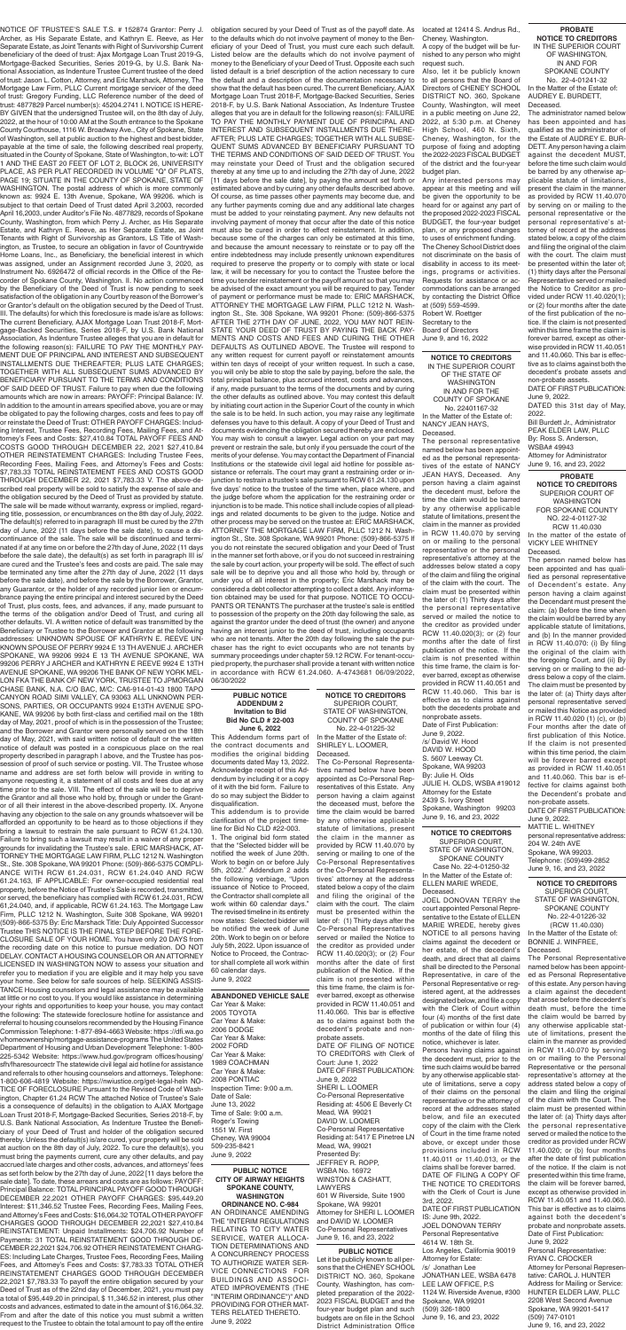NOTICE OF TRUSTEE'S SALE T.S. # 152874 Grantor: Perry J. Archer, as His Separate Estate, and Kathryn E. Reeve, as Her Separate Estate, as Joint Tenants with Right of Survivorship Current beneficiary of the deed of trust: Ajax Mortgage Loan Trust 2019-G, Mortgage-Backed Securities, Series 2019-G, by U.S. Bank National Association, as Indenture Trustee Current trustee of the deed of trust: Jason L. Cotton, Attorney, and Eric Marshack, Attorney, The Mortgage Law Firm, PLLC Current mortgage servicer of the deed of trust: Gregory Funding, LLC Reference number of the deed of trust: 4877829 Parcel number(s): 45204.2741 I. NOTICE IS HEREBY GIVEN that the undersigned Trustee will, on the 8th day of July, 2022, at the hour of 10:00 AM at the South entrance to the Spokane County Courthouse, 1116 W. Broadway Ave., City of Spokane, State of Washington, sell at public auction to the highest and best bidder, payable at the time of sale, the following described real property, situated in the County of Spokane, State of Washington, to-wit: LOT 1 AND THE EAST 20 FEET OF LOT 2, BLOCK 26, UNIVERSITY PLACE, AS PER PLAT RECORDED IN VOLUME "O" OF PLATS, PAGE 19; SITUATE IN THE COUNTY OF SPOKANE, STATE OF WASHINGTON. The postal address of which is more commonly known as: 9924 E. 13th Avenue, Spokane, WA 99206. which is subject to that certain Deed of Trust dated April 3,2003, recorded April 16,2003, under Auditor's File No. 4877829, records of Spokane County, Washington, from which Perry J. Archer, as His Separate Estate, and Kathryn E. Reeve, as Her Separate Estate, as Joint Tenants with Right of Survivorship as Grantors, LS Title of Washington, as Trustee, to secure an obligation in favor of Countrywide Home Loans, Inc., as Beneficiary, the beneficial interest in which was assigned, under an Assignment recorded June 3, 2020, as Instrument No. 6926472 of official records in the Office of the Recorder of Spokane County, Washington. II. No action commenced by the Beneficiary of the Deed of Trust is now pending to seek satisfaction of the obligation in any Court by reason of the Borrower's or Grantor's default on the obligation secured by the Deed of Trust. III. The default(s) for which this foreclosure is made is/are as follows: The current Beneficiary, AJAX Mortgage Loan Trust 2019-F, Mortgage-Backed Securities, Series 2018-F, by U.S. Bank National Association, As Indenture Trustee alleges that you are in default for the following reason(s): FAILURE TO PAY THE MONTHLY PAYMENT DUE OF PRINCIPAL AND INTEREST AND SUBSEQUENT INSTALLMENTS DUE THEREAFTER; PLUS LATE CHARGES; TOGETHER WITH ALL SUBSEQUENT SUMS ADVANCED BY BENEFICIARY PURSUANT TO THE TERMS AND CONDITIONS OF SAID DEED OF TRUST. Failure to pay when due the following amounts which are now in arrears: PAYOFF: Principal Balance: IV. In addition to the amount in arrears specified above, you are or may be obligated to pay the following charges, costs and fees to pay off or reinstate the Deed of Trust: OTHER PAYOFF CHARGES: Including Interest, Trustee Fees, Recording Fees, Mailing Fees, and Attorney's Fees and Costs: $27,410.84 TOTAL PAYOFF FEES AND COSTS GOOD THROUGH DECEMBER 22, 2021 $27,410.84 OTHER REINSTATEMENT CHARGES: Including Trustee Fees, Recording Fees, Mailing Fees, and Attorney's Fees and Costs: $7,783.33 TOTAL REINSTATEMENT FEES AND COSTS GOOD THROUGH DECEMBER 22, 2021 $7,783.33 V. The above-described real property will be sold to satisfy the expense of sale and the obligation secured by the Deed of Trust as provided by statute. The sale will be made without warranty, express or implied, regarding title, possession, or encumbrances on the 8th day of July, 2022. The default(s) referred to in paragraph III must be cured by the 27th day of June, 2022 (11 days before the sale date), to cause a discontinuance of the sale. The sale will be discontinued and terminated if at any time on or before the 27th day of June, 2022 (11 days before the sale date), the default(s) as set forth in paragraph III is/are cured and the Trustee's fees and costs are paid. The sale may be terminated any time after the 27th day of June, 2022 (11 days before the sale date), and before the sale by the Borrower, Grantor, any Guarantor, or the holder of any recorded junior lien or encumbrance paying the entire principal and interest secured by the Deed of Trust, plus costs, fees, and advances, if any, made pursuant to the terms of the obligation and/or Deed of Trust, and curing all other defaults. VI. A written notice of default was transmitted by the Beneficiary or Trustee to the Borrower and Grantor at the following addresses: UNKNOWN SPOUSE OF KATHRYN E. REEVE UNKNOWN SPOUSE OF PERRY 9924 E 13 TH AVENUE J. ARCHER SPOKANE, WA 99206 9924 E 13 TH AVENUE SPOKANE, WA 99206 PERRY J ARCHER and KATHRYN E REEVE 9924 E 13TH AVENUE SPOKANE, WA 99206 THE BANK OF NEW YORK MELLON FKA THE BANK OF NEW YORK, TRUSTEE TO JPMORGAN CHASE BANK, N.A. C/O BAC, M/C: CA6-914-01-43 1800 TAPO CANYON ROAD SIMI VALLEY, CA 93063 ALL UNKNOWN PERSONS, PARTIES, OR OCCUPANTS 9924 E13TH AVENUE SPOKANE, WA 99206 by both first-class and certified mail on the 18th day of May, 2021, proof of which is in the possession of the Trustee; and the Borrower and Grantor were personally served on the 18th day of May, 2021, with said written notice of default or the written notice of default was posted in a conspicuous place on the real property described in paragraph I above, and the Trustee has possession of proof of such service or posting. VII. The Trustee whose name and address are set forth below will provide in writing to anyone requesting it, a statement of all costs and fees due at any time prior to the sale. VIII. The effect of the sale will be to deprive the Grantor and all those who hold by, through or under the Grantor of all their interest in the above-described property. IX. Anyone having any objection to the sale on any grounds whatsoever will be afforded an opportunity to be heard as to those objections if they bring a lawsuit to restrain the sale pursuant to RCW 61.24.130. Failure to bring such a lawsuit may result in a waiver of any proper grounds for invalidating the Trustee's sale. ERIC MARSHACK, ATTORNEY THE MORTGAGE LAW FIRM, PLLC 1212 N. Washington St., Ste. 308 Spokane, WA 99201 Phone: (509)-866-5375 COMPLIANCE WITH RCW 61.24.031, RCW 61.24.040 AND RCW 61.24.163, IF APPLICABLE: For owner-occupied residential real property, before the Notice of Trustee's Sale is recorded, transmitted, or served, the beneficiary has complied with RCW 61.24.031, RCW 61.24.040, and, if applicable, RCW 61.24.163. The Mortgage Law Firm, PLLC 1212 N. Washington, Suite 308 Spokane, WA 99201 (509)-866-5375 By: Eric Marshack Title: Duly Appointed Successor Trustee THIS NOTICE IS THE FINAL STEP BEFORE THE FORECLOSURE SALE OF YOUR HOME. You have only 20 DAYS from the recording date on this notice to pursue mediation. DO NOT DELAY. CONTACT A HOUSING COUNSELOR OR AN ATTORNEY LICENSED IN WASHINGTON NOW to assess your situation and refer you to mediation if you are eligible and it may help you save your home. See below for safe sources of help. SEEKING ASSISTANCE Housing counselors and legal assistance may be available at little or no cost to you. If you would like assistance in determining your rights and opportunities to keep your house, you may contact the following: The statewide foreclosure hotline for assistance and referral to housing counselors recommended by the Housing Finance Commission Telephone: 1-877-894-4663 Website: https://clfi.wa.gov/homeownership/mortgage-assistance-programs The United States Department of Housing and Urban Development Telephone: 1-800-225-5342 Website: https://www.hud.gov/program offices/housing/sfh/hcc/housing counseling The statewide civil legal aid hotline for assistance and referrals to other housing counselors and attorneys. Telephone: 1-800-606-4819 Website: https://nwjustice.org/get-legal-help NOTICE OF FORECLOSURE Pursuant to the Revised Code of Washington, Chapter 61.24 RCW The attached Notice of Trustee's Sale is a consequence of default(s) in the obligation to AJAX Mortgage Loan Trust 2018-F, Mortgage-Backed Securities, Series 2018-F, by U.S. Bank National Association, As Indenture Trustee the Beneficiary of your Deed of Trust and holder of the obligation secured thereby. Unless the default(s) is/are cured, your property will be sold at auction on the 8th day of July, 2022. To cure the default(s), you must bring the payments current, cure any other defaults, and pay accrued late charges and other costs, advances, and attorneys' fees as set forth below by the 27th day of June, 2022 [11 days before the sale date]. To date, these arrears and costs are as follows: PAYOFF: Principal Balance: TOTAL PRINCIPAL PAYOFF GOOD THROUGH DECEMBER 22,2021 OTHER PAYOFF CHARGES: $95,449.20 Interest: $11,346.52 Trustee Fees, Recording Fees, Mailing Fees, and Attorney's Fees and Costs: $16,064.32 TOTAL OTHER PAYOFF CHARGES GOOD THROUGH DECEMBER 22,2021 $27,410.84 REINSTATEMENT: Unpaid Installments: $24,706.92 Number of Payments: 31 TOTAL REINSTATEMENT GOOD THROUGH DECEMBER 22,2021 $24,706.92 OTHER REINSTATEMENT CHARGES: Including Late Charges, Trustee Fees, Recording Fees, Mailing Fees, and Attorney's Fees and Costs: $7,783.33 TOTAL OTHER REINSTATEMENT CHARGES GOOD THROUGH DECEMBER 22,2021 $7,783.33 To payoff the entire obligation secured by your Deed of Trust as of the 22nd day of December, 2021, you must pay a total of $95,449.20 in principal, $ 11,346.52 in interest, plus other costs and advances, estimated to date in the amount of $16,064.32. From and after the date of this notice you must submit a written request to the Trustee to obtain the total amount to pay off the entire obligation secured by your Deed of Trust as of the payoff date. As to the defaults which do not involve payment of money to the Beneficiary of your Deed of Trust, you must cure each such default. Listed below are the defaults which do not involve payment of money to the Beneficiary of your Deed of Trust. Opposite each such listed default is a brief description of the action necessary to cure the default and a description of the documentation necessary to show that the default has been cured. The current Beneficiary, AJAX Mortgage Loan Trust 2018-F, Mortgage-Backed Securities, Series 2018-F, by U.S. Bank National Association, As Indenture Trustee alleges that you are in default for the following reason(s): FAILURE TO PAY THE MONTHLY PAYMENT DUE OF PRINCIPAL AND INTEREST AND SUBSEQUENT INSTALLMENTS DUE THEREAFTER; PLUS LATE CHARGES; TOGETHER WITH ALL SUBSEQUENT SUMS ADVANCED BY BENEFICIARY PURSUANT TO THE TERMS AND CONDITIONS OF SAID DEED OF TRUST. You may reinstate your Deed of Trust and the obligation secured thereby at any time up to and including the 27th day of June, 2022 [11 days before the sale date], by paying the amount set forth or estimated above and by curing any other defaults described above. Of course, as time passes other payments may become due, and any further payments coming due and any additional late charges must be added to your reinstating payment. Any new defaults not involving payment of money that occur after the date of this notice must also be cured in order to effect reinstatement. In addition, because some of the charges can only be estimated at this time, and because the amount necessary to reinstate or to pay off the entire indebtedness may include presently unknown expenditures required to preserve the property or to comply with state or local law, it will be necessary for you to contact the Trustee before the time you tender reinstatement or the payoff amount so that you may be advised of the exact amount you will be required to pay. Tender of payment or performance must be made to: ERIC MARSHACK, ATTORNEY THE MORTGAGE LAW FIRM, PLLC 1212 N. Washington St., Ste. 308 Spokane, WA 99201 Phone: (509)-866-5375 AFTER THE 27TH DAY OF JUNE, 2022, YOU MAY NOT REINSTATE YOUR DEED OF TRUST BY PAYING THE BACK PAYMENTS AND COSTS AND FEES AND CURING THE OTHER DEFAULTS AS OUTLINED ABOVE. The Trustee will respond to any written request for current payoff or reinstatement amounts within ten days of receipt of your written request. In such a case, you will only be able to stop the sale by paying, before the sale, the total principal balance, plus accrued interest, costs and advances, if any, made pursuant to the terms of the documents and by curing the other defaults as outlined above. You may contest this default by initiating court action in the Superior Court of the county in which the sale is to be held. In such action, you may raise any legitimate defenses you have to this default. A copy of your Deed of Trust and documents evidencing the obligation secured thereby are enclosed. You may wish to consult a lawyer. Legal action on your part may prevent or restrain the sale, but only if you persuade the court of the merits of your defense. You may contact the Department of Financial Institutions or the statewide civil legal aid hotline for possible assistance or referrals. The court may grant a restraining order or injunction to restrain a trustee's sale pursuant to RCW 61.24.130 upon five days' notice to the trustee of the time when, place where, and the judge before whom the application for the restraining order or injunction is to be made. This notice shall include copies of all pleadings and related documents to be given to the judge. Notice and other process may be served on the trustee at: ERIC MARSHACK, ATTORNEY THE MORTGAGE LAW FIRM, PLLC 1212 N. Washington St., Ste. 308 Spokane, WA 99201 Phone: (509)-866-5375 If you do not reinstate the secured obligation and your Deed of Trust in the manner set forth above, or if you do not succeed in restraining the sale by court action, your property will be sold. The effect of such sale will be to deprive you and all those who hold by, through or under you of all interest in the property. Eric Marshack may be considered a debt collector attempting to collect a debt. Any information obtained may be used for that purpose. NOTICE TO OCCUPANTS OR TENANTS The purchaser at the trustee's sale is entitled to possession of the property on the 20th day following the sale, as against the grantor under the deed of trust (the owner) and anyone having an interest junior to the deed of trust, including occupants who are not tenants. After the 20th day following the sale the purchaser has the right to evict occupants who are not tenants by summary proceedings under chapter 59.12 RCW. For tenant-occupied property, the purchaser shall provide a tenant with written notice in accordance with RCW 61.24.060. A-4743681 06/09/2022, 06/30/2022

## PUBLIC NOTICE ADDENDUM 2 Invitation to Bid Bid No CLD # 22-003 June 6, 2022

This Addendum forms part of the contract documents and modifies the original bidding documents dated May 13, 2022. Acknowledge receipt of this Addendum by including it or a copy of it with the bid form. Failure to do so may subject the Bidder to disqualification.

This addendum is to provide clarification of the project timeline for Bid No CLD #22-003.

1. The original bid form stated that the "Selected bidder will be notified the week of June 20th. Work to begin on or before July 5th, 2022." Addendum 2 adds the following verbiage, "Upon issuance of Notice to Proceed, the Contractor shall complete all work within 60 calendar days." The revised timeline in its entirety now states: Selected bidder will be notified the week of June 20th. Work to begin on or before July 5th, 2022. Upon issuance of Notice to Proceed, the Contractor shall complete all work within 60 calendar days.

June 9, 2022

## ABANDONED VEHICLE SALE

Car Year & Make:
2005 TOYOTA
Car Year & Make:
2006 DODGE
Car Year & Make:
2002 FORD
Car Year & Make:
1989 COACHMAN
Car Year & Make:
2008 PONTIAC
Inspection Time: 9:00 a.m.
Date of Sale:
June 13, 2022
Time of Sale: 9:00 a.m.
Roger's Towing
1551 W. First
Cheney, WA 99004
509-235-8421
June 9, 2022

## PUBLIC NOTICE CITY OF AIRWAY HEIGHTS SPOKANE COUNTY, WASHINGTON ORDINANCE NO. C-984

AN ORDINANCE AMENDING THE "INTERIM REGULATIONS RELATING TO CITY WATER SERVICE, WATER ALLOCATION DETERMINATIONS AND A CONCURRENCY PROCESS TO AUTHORIZE WATER SERVICE CONNECTIONS FOR BUILDINGS AND ASSOCIATED IMPROVEMENTS (THE "INTERIM ORDINANCE")" AND PROVIDING FOR OTHER MATTERS RELATED THERETO.
June 9, 2022

## NOTICE TO CREDITORS
SUPERIOR COURT, STATE OF WASHINGTON, COUNTY OF SPOKANE
No. 22-4-01225-32

In the Matter of the Estate of: SHIRLEY L. LOOMER, Deceased.

The Co-Personal Representatives named below have been appointed as Co-Personal Representatives of this Estate. Any person having a claim against the deceased must, before the time the claim would be barred by any otherwise applicable statute of limitations, present the claim in the manner as provided by RCW 11.40.070 by serving or mailing to one of the Co-Personal Representatives or the Co-Personal Representatives' attorneys at the address stated below a copy of the claim and filing the original of the claim with the Court. The claim must be presented within the later of: (1) Thirty days after the Co-Personal Representatives served or mailed the Notice to the creditor as provided under RCW 11.40.020(3); or (2) Four months after the date of first publication of the Notice. If the claim is not presented within this time frame, the claim is forever barred, except as otherwise provided in RCW 11.40.051 and 11.40.060. This bar is effective as to claims against both the decedent's probate and nonprobate assets.

DATE OF FILING OF NOTICE TO CREDITORS with Clerk of Court: June 1, 2022
DATE OF FIRST PUBLICATION: June 9, 2022
SHERI L. LOOMER
Co-Personal Representative
Residing at: 4506 E Beverly Ct.
Mead, WA 99021
DAVID W. LOOMER
Co-Personal Representative
Residing at: 5417 E Pinetree LN
Mead, WA 99021
Presented By:
JEFFREY R. ROPP,
WSBA No. 16972
WINSTON & CASHATT,
LAWYERS
601 W Riverside, Suite 1900
Spokane, WA 99201
Attorney for SHERI L. LOOMER and DAVID W. LOOMER
Co-Personal Representatives
June 9, 16, and 23, 2022

## PUBLIC NOTICE

Let it be publicly known to all persons that the CHENEY SCHOOL DISTRICT NO. 360, Spokane County, Washington, has completed preparation of the 2022-2023 FISCAL BUDGET and the four-year budget plan and such budgets are on file in the School District Administration Office located at 12414 S. Andrus Rd., Cheney, Washington.

A copy of the budget will be furnished to any person who might request such.

Also, let it be publicly known to all persons that the Board of Directors of CHENEY SCHOOL DISTRICT NO. 360, Spokane County, Washington, will meet in a public meeting on June 22, 2022, at 5:30 p.m. at Cheney High School, 460 N. Sixth, Cheney, Washington, for the purpose of fixing and adopting the 2022-2023 FISCAL BUDGET of the district and the four-year budget plan.

Any interested persons may appear at this meeting and will be given the opportunity to be heard for or against any part of the proposed 2022-2023 FISCAL BUDGET, the four-year budget plan, or any proposed changes to uses of enrichment funding. The Cheney School District does not discriminate on the basis of disability in access to its meetings, programs or activities. Requests for assistance or accommodations can be arranged by contacting the District Office at (509) 559-4599.

Robert W. Roettger
Secretary to the
Board of Directors
June 9, and 16, 2022

## NOTICE TO CREDITORS
IN THE SUPERIOR COURT OF THE STATE OF WASHINGTON IN AND FOR THE COUNTY OF SPOKANE
No. 22401167-32

In the Matter of the Estate of: NANCY JEAN HAYS, Deceased.

The personal representative named below has been appointed as the personal representatives of the estate of NANCY JEAN HAYS, Deceased. Any person having a claim against the decedent must, before the time the claim would be barred by any otherwise applicable statute of limitations, present the claim in the manner as provided in RCW 11.40.070 by serving on or mailing to the personal representative or the personal representative's attorney at the addresses below stated a copy of the claim and filing the original of the claim with the court. The claim must be presented within the later of: (1) Thirty days after the personal representative served or mailed the notice to the creditor as provided under RCW 11.40.020(3); or (2) four months after the date of first publication of the notice. If the claim is not presented within this time frame, the claim is forever barred, except as otherwise provided in RCW 11.40.051 and RCW 11.40.060. This bar is effective as to claims against both the decedents probate and nonprobate assets.

Date of First Publication:
June 9, 2022.
/s/ David W. Hood
DAVID W. HOOD
S. 5607 Leeway Ct.
Spokane, WA 99203
By: Julie H. Olds
JULIE H. OLDS, WSBA #19012
Attorney for the Estate
2439 S. Ivory Street
Spokane, Washington 99203
June 9, 16, and 23, 2022

## NOTICE TO CREDITORS
SUPERIOR COURT, STATE OF WASHINGTON, SPOKANE COUNTY
Case No. 22-4-01250-32

In the Matter of the Estate of: ELLEN MARIE WREDE, Deceased.

JOEL DONOVAN TERRY the court appointed Personal Representative to the Estate of ELLEN MARIE WREDE, hereby gives NOTICE to all persons having claims against the decedent or her estate, of the decedent's death, and direct that all claims shall be directed to the Personal Representative, in care of the Personal Representative or registered agent, at the addresses designated below, and file a copy with the Clerk of Court within four (4) months of the first date of publication or within four (4) months of the date of filing this notice, whichever is later.

Persons having claims against the decedent must, prior to the time such claims would be barred by any otherwise applicable statute of limitations, serve a copy of their claims on the personal representative or the attorney of record at the addresses stated below, and file an executed copy of the claim with the Clerk of Court in the time frame noted above, or except under those provisions included in RCW 11.40.011 or 11.40.013, or the claims shall be forever barred.

DATE OF FILING A COPY OF THE NOTICE TO CREDITORS with the Clerk of Court is June 3rd, 2022.
DATE OF FIRST PUBLICATION IS: June 9th, 2022.
JOEL DONOVAN TERRY
Personal Representative
4614 W. 18th St.
Los Angeles, California 90019
Attorney for Estate:
/s/ Jonathan Lee
JONATHAN LEE, WSBA 6478
LEE LAW OFFICE, P.S
1124 W. Riverside Avenue, #300
Spokane, WA 99201
(509) 326-1800
June 9, 16, and 23, 2022

## PROBATE NOTICE TO CREDITORS
IN THE SUPERIOR COURT OF WASHINGTON, IN AND FOR SPOKANE COUNTY
No. 22-4-01241-32

In the Matter of the Estate of: AUDREY E. BURDETT, Deceased.

The administrator named below has been appointed and has qualified as the administrator of the Estate of AUDREY E. BURDETT. Any person having a claim against the decedent MUST, before the time such claim would be barred by any otherwise applicable statute of limitations, present the claim in the manner as provided by RCW 11.40.070 by serving on or mailing to the personal representative or the personal representative's attorney of record at the address stated below, a copy of the claim and filing the original of the claim with the court. The claim must be presented within the later of: (1) thirty days after the Personal Representative served or mailed the Notice to Creditor as provided under RCW 11.40.020(1); or (2) four months after the date of the first publication of the notice. If the claim is not presented within this time frame the claim is forever barred, except as otherwise provided in RCW 11.40.051 and 11.40.060. This bar is effective as to claims against both the decedent's probate assets and non-probate assets.

DATE OF FIRST PUBLICATION: June 9, 2022.
DATED this 31st day of May, 2022.
Bill Burdett Jr., Administrator
FEAK ELDER LAW, PLLC
By: Ross S. Anderson,
WSBA# 49943
Attorney for Administrator
June 9, 16, and 23, 2022

## PROBATE NOTICE TO CREDITORS
SUPERIOR COURT OF WASHINGTON FOR SPOKANE COUNTY
NO. 22-4-01127-32
RCW 11.40.030

In the matter of the estate of VICKY LEE WHITNEY Deceased.

The person named below has been appointed and has qualified as personal representative of Decendent's estate. Any person having a claim against the Decendant must present the claim: (a) Before the time when the claim would be barred by any applicable statute of limitations, and (b) In the manner provided in RCW 11.40.070: (i) By filing the original of the claim with the foregoing Court, and (ii) By serving on or mailing to the address below a copy of the claim. The claim must be presented by the later of: (a) Thirty days after personal representative served or mailed this Notice as provided in RCW 11.40.020 (1) (c), or (b) Four months after the date of first publication of this Notice. If the claim is not presented within this period, the claim will be forever barred except as provided in RCW 11.40.051 and 11.40.060. This bar is effective for claims against both the Decendent's probate and non-probate assets.

DATE OF FIRST PUBLICATION: June 9, 2022.
MATTIE L. WHITNEY
personal representative address:
204 W. 24th AVE
Spokane, WA 99203.
Telephone: (509)499-2852
June 9, 16, and 23, 2022

## NOTICE TO CREDITORS
SUPERIOR COURT, STATE OF WASHINGTON, SPOKANE COUNTY
No. 22-4-01226-32
(RCW 11.40.030)

In the Matter of the Estate of: BONNIE J. WINFREE, Deceased.

The Personal Representative named below has been appointed as Personal Representative of this estate. Any person having a claim against the decedent that arose before the decedent's death must, before the time the claim would be barred by any otherwise applicable statute of limitations, present the claim in the manner as provided in RCW 11.40.070 by serving on or mailing to the Personal Representative or the personal representative's attorney at the address stated below a copy of the claim and filing the original of the claim with the Court. The claim must be presented within the later of: (a) Thirty days after the personal representative served or mailed the notice to the creditor as provided under RCW 11.40.020; or (b) four months after the date of first publication of the notice. If the claim is not presented within this time frame, the claim will be forever barred, except as otherwise provided in RCW 11.40.051 and 11.40.060. This bar is effective as to claims against both the decedent's probate and nonprobate assets.

Date of First Publication:
June 9, 2022
Personal Representative:
RYAN C. CROCKER
Attorney for Personal Representative: CAROL J. HUNTER
Address for Mailing or Service:
HUNTER ELDER LAW, PLLC
2208 West Second Avenue
Spokane, WA 99201-5417
(509) 747-0101
June 9, 16, and 23, 2022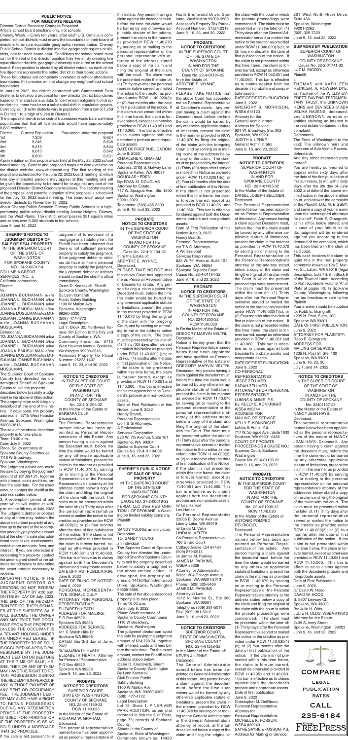## PUBLIC NOTICE
## FOR IMMEDIATE RELEASE

Director District Boundary Changes Proposed

Affects school board elections only, not schools

Cheney, Wash. – Every ten years, after each U.S. Census is completed, school districts must review the boundaries of their board of directors to ensure equitable geographic representation. Cheney Public School District is divided into five geographic regions or districts, one for each board seat. Candidates for school board must run for the seat of the director position they live in. By creating five equal director districts, geographic diversity is ensured on the school board. Each position is elected by all district voters, so each of the five directors represents the entire district in their board actions.

These boundaries are completely unrelated to school attendance boundaries: this process will not change any neighborhood school boundaries.

In January of 2022, the district contracted with Sammamish Data Systems to develop a proposal for new director district boundaries based on the latest census data. Since the last realignment of director districts, there has been a substantial shift in population growth. Currently, our director districts vary in population from a low of 7,259 in District 1 to a high of 9,246 in District 2.

The proposed new director district boundaries would balance these populations that that all five districts would have approximately 8,633 residents.

| District | Current Population | Population under the proposal |
|---|---|---|
| 1st | 7,259 | 8,624 |
| 2nd | 9,246 | 8,636 |
| 3rd | 9,219 | 8,634 |
| 4th | 8,613 | 8,642 |
| 5th | 8,830 | 8,631 |

A presentation on this proposal was held at the May 25, 2022 school board meeting. Current and proposed maps are also available on the district website, www.cheneysd.org. The first reading of the proposal is scheduled for the June 22, 2022 board meeting, at which time any interested persons may appear at this meeting and will be given the opportunity to be heard for or against any part of the proposed Director District Boundary Revisions. The second reading of the proposal and potential adoption of the proposal is scheduled for the July 13, 2022 board meeting. The board must adopt new director districts by November 15, 2022.

About Cheney Public Schools: Cheney Public Schools is a high-performing public school district serving Airway Heights, Cheney, and the West Plains. The district encompasses 381 square miles and serves over 5,000 students in ten schools.

June 9, and 16, 2022

---

**SHERIFF'S NOTICE TO JUDGMENT DEBTOR OF SALE OF REAL PROPERTY**
IN THE SUPERIOR COURT OF THE STATE OF WASHINGTON FOR SPOKANE COUNTY
NO. 14-2-00317-4
COLUMBIA CREDIT SERVICES, INC., a California corporation, Plaintiff,
Vs.
JOANNA BUCHANAN a/k/a JOANNA L. BUCHANAN a/k/a JOANNE L. BUCHANAN a/k/a JOANNA BMUSULMAN a/k/a JOANNE MUSULMAN a/k/a MUSULMAN JOANNE BUCHANAN a/k/a JOANNA BUCHANAN MUSULMAN,
Defendants.
TO: JOANNA BUCHANAN a/k/a JOANNA L. BUCHANAN a/k/a JOANNE L. BUCHANAN a/k/a JOANNA BMUSULMAN a/k/a JOANNE MUSULMAN a/k/a MUSULMAN JOANNE BUCHANAN a/k/a JOANNA BUCHANAN MUSULMAN,

The Superior Court of Spokane County has directed the undersigned Sheriff of Spokane County to sell the property described below to satisfy a judgment in the above-entitled action. The property to be sold is legally described at the end of this notice. If developed, the property address is: 5715 West Houston Avenue, Spokane, Washington 99208-3816

The sale of the above-described property is to take place:
Time: 10:00 a.m.
Date: July 8, 2022
Place: South entrance of Spokane County Courthouse 1116 W Broadway, Spokane, Washington

The judgment debtor can avoid the sale by paying the judgment amount of $31,994.21, together with interest, costs and fees, before the sale date. For the exact amount, contact the sheriff at the address stated below.

3. A redemption period of one year which will expire at 4:30 p.m. on the 8th day of July, 2023. The judgment debtor or debtors or any of them may redeem the above described property at any time up to the end of the redemption period by paying the amount bid at the sheriff's sale plus additional costs, taxes, assessments, certain other amounts, fees, and interest. If you are interested in redeeming the property, contact the undersigned sheriff at the address stated below to determine the exact amount necessary to redeem.

IMPORTANT NOTICE: IF THE JUDGMENT DEBTOR OR DEBTORS DO NOT REDEEM THE PROPERTY BY 4:30 p.m. ON THE 8th DAY OF July, 2023, THE END OF THE REDEMPTION PERIOD, THE PURCHASER AT THE SHERIFF'S SALE WILL BECOME THE OWNER AND MAY EVICT THE OCCUPANT FROM THE PROPERTY UNLESS THE OCCUPANT IS A TENANT HOLDING UNDER AN UNEXPIRED LEASE. IF THE PROPERTY TO BE SOLD IS OCCUPIED AS A PRINCIPAL RESIDENCE BY THE JUDGMENT DEBTOR OR DEBTORS AT THE TIME OF SALE, HE, SHE, THEY, OR ANY OF THEM MAY HAVE THE RIGHT TO RETAIN POSSESSION DURING THE REDEMPTION PERIOD, IF ANY, WITHOUT PAYMENT OF ANY RENT OR OCCUPANCY FEE. THE JUDGMENT DEBTOR MAY ALSO HAVE A RIGHT TO RETAIN POSSESSION DURING ANY REDEMPTION PERIOD IF THE PROPERTY IS USED FOR FARMING OR IF THE PROPERTY IS BEING SOLD UNDER A MORTGAGE THAT SO PROVIDES.

If the sale is not pursuant to a judgment of foreclosure of a mortgage or a statutory lien, the Sheriff has been informed that there is not sufficient personal property to satisfy the judgment. If the judgment debtor or debtors do have sufficient personal property to satisfy the judgment, the judgment debtor or debtors should contact the sheriff's office immediately.

Ozzie D. Knezovich, Sheriff
Spokane County, Washington
By:Lynn Komarek
Public Safety Building
1100 W Mallon Ave
Spokane, Washington 99260-0300
(509) 477-4772

Legal Description:
Lot 7, Block 32, Northwest Terrace, 5th Edition to the City and County of Spokane, WA.
Commonly known as: 5715 West Houston Avenue, Spokane, Washington 99208-3816
Assessors Property Tax Parcel Number: 26273.1407

June 9, 16, 23, and 30, 2022

---

**NOTICE TO CREDITORS**
IN THE SUPERIOR COURT OF THE STATE OF WASHINGTON IN AND FOR THE COUNTY OF SPOKANE
No. 22-4-01206-32
In the Matter of the Estate of BARBARA CULP
Deceased.

The Personal Representative named below has been appointed as Personal Representatives of this Estate. Any person having a claim against the Decedent must, before the time the claim would be barred by any otherwise applicable statute of limitations, present the claim in the manner as provided in RCW 11.40.070 by serving on or mailing to the Personal Representative of the Personal Representative's attorney at the address stated below a copy of the claim and filing the original of the claim with the court. The claim must be presented within the later of: (1) Thirty days after the personal representative served or mailed the notice to the creditor as provided under RCW 11.40.020(1)(c); or (2) four months after the date of first publication of the notice. If the claim is not presented within this time frame, the claim is forever barred, except as otherwise provided in RCW 11.40.051 and 11.40.060. This bar is effective as to claims against both the Decedent's probate and non-probate assets.

DATE OF FIRST PUBLICATION: June 9, 2022
DATE OF FILING OF NOTICE: June 6, 2022
PERSONAL REPRESENTATIVE: DONALD CULP
ATTORNEY FOR PERSONAL REPRESENTATIVE: ELIZABETH HEATH
ADDRESS FOR MAILING: P O Box 48522 Spokane WA 99228
ADDRESS FOR SERVICE: 411 E Shiloh Hills Dr Spokane WA 99208

DATED this 3rd day of June, 2022

/S/ ELIZABETH HEATH
ELIZABETH HEATH, Attorney for Personal Representative
P O Box 48522
Spokane WA 99228

June 9, 16, and 23, 2022

---

**PROBATE NOTICE TO CREDITORS**
SUPERIOR COURT, STATE OF WASHINGTON, COUNTY OF SPOKANE
NO. 22-4-01189-32
RCW 11.40.030
In the Matter of the Estate of: RICHARD W. GRAHAM, Deceased.

The personal representative named below has been appointed as personal representative of this estate. Any person having a claim against the decedent must, before the time the claim would be barred by any otherwise applicable statute of limitations, present the claim in the manner as provided in RCW 11.40.070 by serving on or mailing to the personal representative or the personal representative's attorney at the address stated below a copy of the claim and filing the original of the claim with the court. The claim must be presented within the later of: (1) Thirty days after the personal representative served or mailed the notice to the creditor as provided under RCW 11.40.020(1)(c); or (2) four months after the date of first publication of the notice. If the claim is not presented within this time frame, the claim is forever barred, except as otherwise provided in RCW 11.40.051 and 11.40.060. This bar is effective as to claims against both the decedent's probate and nonprobate assets.

DATE OF FIRST PUBLICATION: June 9, 2022.

CHARLENE K. GRAHAM
Personal Representative
Address: 2708 S. Galway Lane
Spokane Valley, WA 99037
DOUGLAS • EDEN
By: RYAN M. DOUGLAS
Attorney for Estate
717 W. Sprague Ave., Ste. 1500
Spokane, Washington 99201-3923
Telephone: (509) 455-5300

June 9, 16, and 23, 2022

---

**PROBATE NOTICE TO CREDITORS**
IN THE SUPERIOR COURT OF THE STATE OF WASHINGTON IN AND FOR THE COUNTY OF SPOKANE
Case No. 22-4-01194-32
In re the Estate of: ARDYTHE E. WYNNE, Deceased.

PLEASE TAKE NOTICE that the above Court has appointed me as Personal Representative of Decedent's estate. Any person having a claim against the Decedent must, before the time the claim would be barred by any otherwise applicable statute of limitations, present the claim in the manner provided in RCW 11.40.070 by filing the original of the claim with the foregoing Court, and by serving on or mailing to me at the address below a copy of the claim. The claim must be presented by the later of: (1) Thirty (30) days after I served or mailed this Notice as provided under RCW 11.40.020(1)(c); or (2) Four (4) months after the date of first publication of this Notice. If the claim is not presented within this time frame, the claim is forever barred, except as provided in RCW 11.40.051 and 11.40.060. This bar is effective for claims against both the Decedent's probate and non-probate assets.

Date of First Publication of this Notice: June 9, 2022

Randy Brandt,
Personal Representative
c/o T & G Attorneys,
A Professional Services Corporation
823 W. 7th Avenue, Suite 101
Spokane, WA 99204
Spokane Superior Court
Cause No. 22-4-01194-32

June 9, 16, and 23, 2022

---

**SHERIFF'S PUBLIC NOTICE OF SALE OF REAL PROPERTY**
IN THE SUPERIOR COURT OF THE STATE OF WASHINGTON FOR SPOKANE COUNTY
CAUSE NO. 21-2-00016-32
FERDA, LLC d/b/a RESTORATION 1 OF SPOKANE, a Washington limited liability company, Plaintiff
vs
SANDY YOUNG, an individual, Defendant.
TO: SANDY YOUNG, an individual

The Superior Court of Spokane County has directed the undersigned Sheriff of Spokane County to sell the property described below to satisfy a judgment in the above-entitled action. If developed, the property address is: 14420 North Brentwood Drive, Spokane, Washington 99208-9580

The sale of the above-described property is to take place:
Time: 10:00 a.m.
Date: July 8, 2022
Place: South entrance of Spokane County Courthouse 1116 W Broadway, Spokane, Washington

The judgment debtor can avoid the sale by paying the judgment amount of $24,788.74, together with interest, costs and fees before the sale date. For the exact amount, contact the Sheriff at the address stated below.

Ozzie D. Knezovich, Sheriff
Spokane County, Washington
By Lynn Komarek
Civil Division
Public Safety Building
1100 W Mallon Ave
Spokane, WA 99260-0300
(509) 477-4772

Legal Description:
Lot 19, Block 1, PINERIVER PARK ADDITION, as per plat recorded in Volume 6 of Plats, page 75; records of Spokane County;
Situate in the County of Spokane, State of Washington
Commonly known as: 14420 North Brentwood Drive, Spokane, Washington 99208-9580
Assessor's Property Tax Parcel/Account Number: 37324.0319

June 9, 16, 23, and 30, 2022

---

**PROBATE NOTICE TO CREDITORS**
IN THE SUPERIOR COURT OF THE STATE OF WASHINGTON IN AND FOR THE COUNTY OF SPOKANE
Case No. 22-4-01194-32
In re the Estate of: ARDYTHE E. WYNNE, Deceased.

PLEASE TAKE NOTICE that the above Court has appointed me as Personal Representative of Decedent's estate. Any person having a claim against the Decedent must, before the time the claim would be barred by any otherwise applicable statute of limitations, present the claim in the manner provided in RCW 11.40.070 by filing the original of the claim with the foregoing Court, and by serving on or mailing to me at the address below a copy of the claim. The claim must be presented by the later of: (1) Thirty (30) days after I served or mailed this Notice as provided under RCW 11.40.020(1)(c); or (2) Four (4) months after the date of first publication of this Notice. If the claim is not presented within this time frame, the claim is forever barred, except as provided in RCW 11.40.051 and 11.40.060. This bar is effective for claims against both the Decedent's probate and non-probate assets.

Date of First Publication of this Notice: June 9, 2022

Randy Brandt,
Personal Representative
c/o T & G Attorneys,
A Professional Services Corporation
823 W. 7th Avenue, Suite 101
Spokane, WA 99204
Spokane Superior Court
Cause No. 22-4-01194-32

June 9, 16, and 23, 2022

---

**PROBATE NOTICE TO CREDITORS**
IN THE SUPERIOR COURT OF THE STATE OF WASHINGTON IN AND FOR THE COUNTY OF SPOKANE
NO. 22401203-32
RCW 11.40.030
In Re the Matter of the Estate of: GREGORY MARVIN VELTRI, Deceased.

Notice is hereby given that the Personal Representative named below have been appointed and have qualified as Personal Representative of the Estate of GREGORY MARVIN VELTRI, Deceased. Any person having a claim against the decedent must, before the time the claim would be barred by any otherwise applicable statute of limitations, present the claim in the manner as provided in RCW 11.40.070 by serving on or mailing to the personal representative or the personal representative's attorney at the address stated below a copy of the claim and filing the original of the claim with the Court. The claim must be presented within the later of (1) Thirty days after the personal representative served or mailed the notice to the creditor as provided under RCW 11.40.020(3); or (2) four months after the date of first publication of this notice. If the claim is not presented within this time frame, the claim is forever barred, except as otherwise provided in RCW 11.40.051 and 11.40.060. This bar is effective as to claims against both the decedent's probate and non-probate assets.

/s/ Les Hankel
Les Hankel
Co-Personal Representative
23305 E. Boone Avenue
Liberty Lake, WA 99019
/s/ Linda M. Veltri
LINDA M. VELTRI
Co-Personal Representative
760 Girard Court
Cottage Grove, OR 97424
(509) 979-0913
/s/ James M. Parkins
JAMES M. PARKINS, WSBA #5308
Attorney for Administrator
West 1304 College Avenue
Spokane, WA 99201-2013
Phone: (509) 325-5466
JAMES M. PARKINS
Attorney at Law
1312 N. Monroe St., Ste 260
Spokane, WA 99201
Telephone: (509) 381-5011
Fax: (509) 381-5012

June 9, 16, and 23, 2022

---

**NOTICE TO CREDITORS**
SUPERIOR COURT, STATE OF WASHINGTON, SPOKANE COUNTY
NO. 22-4-01258-32
In the Matter of the Estate of: KEVEN J. LENKE, Deceased.

The General Administrator named below has been appointed as General Administrator of this estate. Any person having a claim against the decedent must, before the time the claim would be barred by any otherwise applicable statute of limitations, present the claim in the manner as provided in RCW 11.40.070 by serving on or mailing to the General Administrator or the General Administrator's attorney of record, at the address stated below a copy of the claim and filing the original of the claim with the court in which the probate proceedings were commenced. The claim must be presented within the later of: (1) Thirty days after the General Administrator served or mailed the notice to the creditor as provided under RCW 11.040.020(1)(c); or (2) four months after the date of first publication of the notice. If the claim is not presented within this time frame, the claim is forever barred, except as otherwise provided in RCW 11.040.051 and 11.40.060. This bar is effective as to claims against both the decedent's probate and nonprobate assets.

DATE OF FIRST PUBLICATION: June 9, 2022

GREGORY S. MORRISON, WSBA #15123
Attorney for the General Administrator
Address for Service:
921 W. Broadway, Ste. 302
Spokane, WA 99201
JUDITH A. LENKE
General Administrator

June 9, 16, and 23, 2022

---

**PROBATE NOTICE TO CREDITORS**
SUPERIOR COURT OF WASHINGTON IN AND FOR SPOKANE COUNTY
NO. 22-4-01193-32
In the Matter of the Estate of: DANIEL JOSEPH ZELLMER, Deceased.

The Personal Representative named below has been appointed as Personal Representative of this estate. Any person having a claim against Decedent must, before the time the claim would be barred by any otherwise applicable statute of limitations, present the claim in the manner as provided in RCW 11.40.070 by serving on or mailing to the Personal Representative or the Personal Representative's attorney at the address stated below a copy of the claim and filing the original of the claim with the Court in which the probate proceedings were commenced. The claim must be presented within the later of: (1) Thirty days after the Personal Representative served or mailed the notice to the creditor as provided under RCW 11.40.020(1)(c); or (2) Four months after the date of first publication of the notice. If the claim is not presented within this time frame, the claim is forever barred, except as otherwise provided in RCW 11.40.051 and 11.40.060. This bar is effective as to claims against both the Decedent's probate assets and nonprobate assets.

DATE OF FIRST PUBLICATION: June 9, 2022

CO-PERSONAL REPRESENTATIVES
JESSE ZELLMER
SARAH ZELLMER
ATTORNEYS FOR PERSONAL REPRESENTATIVE
LUKINS & ANNIS, P.S.
By: KELLY E. KONKRIGHT
WSBA #33544
ADDRESS FOR MAILING OR SERVICE
KELLY E. KONKRIGHT
Lukins & Annis, P.S.
717 W. Sprague Ave., Suite 1600
Spokane, WA 99201-0466
COURT OF PROBATE PROCEEDINGS & CAUSE NO.:
Superior Court, Spokane, Washington
Cause No. 22-4-01193-32

June 9, 16, and 23, 2022

---

**PROBATE NOTICE TO CREDITORS**
IN THE SUPERIOR COURT FOR THE STATE OF WASHINGTON IN AND FOR THE COUNTY OF SPOKANE
No. 22-4-01209-32
RCW 11.40.030
In the Matter of the Estate of ANTONIO POMPEO DELRICCIO, Deceased.

The Personal Representative named below has been appointed as Personal Representative of this estate. Any person having a claim against the decedent must, before the time the claim would be barred by any otherwise applicable statute of limitations, present the claim in the manner as provided in RCW 11.40.070 by serving on or mailing to the Personal Representative or the Personal Representative's attorney at the address stated below a copy of the claim and filing the original of the claim with the court in which the probate proceedings were commenced. The claim must be presented within the later of: (1) Thirty days after the Personal Representative served or mailed the notice to the creditor as provided under RCW 11.40.020(1)(c); or (2) four months after the date of first publication of the notice. If the claim is not presented within this time frame, the claim is forever barred, except as otherwise provided in RCW 11.40.051 and 11.40.060. This bar is effective as to claims against both the decedent's probate and nonprobate assets.

Date of first publication: June 9, 2022

Christopher M. DelRiccio, Personal Representative
Attorney for Personal Representative:
MICHELLE K. FOSSUM, WSBA #20249
SAYRE SAYRE & FOSSUM, P.S.
Address for Mailing or Service:
201 West North River Drive, Suite 460
Spokane, Washington 99201-2262
(509) 325-7330

June 9, 16, and 23, 2022

---

**SUMMONS BY PUBLICATION**
SUPERIOR COURT OF WASHINGTON COUNTY OF SPOKANE
Cause No. 22-2-01741-32
LUZ M. BIGSBY, Plaintiff,
v.
THOMAS and KATHLEEN HECKLER, A. ROWENA DYE, as Trustee of the WILLIS EVERETT RAVENS TESTAMENTARY TRUST, the UNKNOWN HEIRS and DEVISEES of ADA VELMA RAVENS, deceased, and UNKNOWN persons or entities claiming an interest in the real estate contained in this complaint, Defendants.

The State of Washington to the said: The unknown heirs and devisees of Ada Velma Ravens, defendants
And any other interested party thereof:

You are hereby summoned to appear within sixty days after the date of the first publication of this summons, to wit, within sixty days after the 9th day of June 2022 and defend the above entitled action in the above entitled court, and answer the complaint of the Plaintiff, LUZ M. BIGSBY, and serve a copy of your answer upon the undersigned attorneys for plaintiff, Robb E. Grangroth, at his office below stated; and in case of your failure so to do, judgment will be rendered against you according to the demand of the complaint, which has been filed with the clerk of said court.

This case involves the claim to quiet title in the real property commonly known as 126 E. Market St., Latah, WA 99018 (legal description: Lots 7 & 8 in Block 9 of the Town of Latah, According to Plat recorded in volume "A" of Plats at pages 40, in Spokane County, Washington), following the tax foreclosure sale to the Plaintiff.

Your answer should be supplied to: Robb E. Grangroth
1235 N. Post, Suite, 100
Spokane WA 99201

DATE OF FIRST PUBLICATION: June 9, 2022

ATTORNEY FOR PLAINTIFF: Robb E. Grangroth
ADDRESS FOR MAILING OR SERVICE:
1235 N. Post St. Ste. 100
Spokane, WA 99201

June 9, 16, 23, 30, July 7, and 14, 2022

---

**NOTICE TO CREDITORS**
IN THE SUPERIOR COURT OF THE STATE OF WASHINGTON IN AND FOR THE COUNTY OF SPOKANE
No. 22401167-32
In the Matter of the Estate of NANCY JEAN HAYS, Deceased.

The personal representative named below has been appointed as the personal representatives of the estate of NANCY JEAN HAYS, Deceased. Any person having a claim against the decedent must, before the time the claim would be barred by any otherwise applicable statute of limitations, present the claim in the manner as provided in RCW 11.40.070 by serving on or mailing to the personal representative or the personal representative's attorney at the addresses below stated a copy of the claim and filing the original of the claim with the court. The claim must be presented within the later of: (1) Thirty days after the personal representative served or mailed the notice to the creditor as provided under RCW 11.40.020(3); or (2) four months after the date of first publication of the notice. If the claim is not presented within this time frame, the claim is forever barred, except as otherwise provided in RCW 11.40.051 and RCW 11.40.060. This bar is effective as to claims against both the decedents probate and nonprobate assets.

Date of First Publication: June 9, 2022

/s/ David W. Hood
DAVID W. HOOD
S. 5607 Lowney Ct.
Spokane, WA 99223
By: Julie H. Olds
JULIE H. OLDS, WSBA #19012
Attorney for the Estate
2439 S. Ivory Street
Spokane, Washington 99203

June 9, 16, and 23, 2022

---

COMPARE
LEGAL PUBLICATION RATES
CALL
235-6184
Cheney FREE PRESS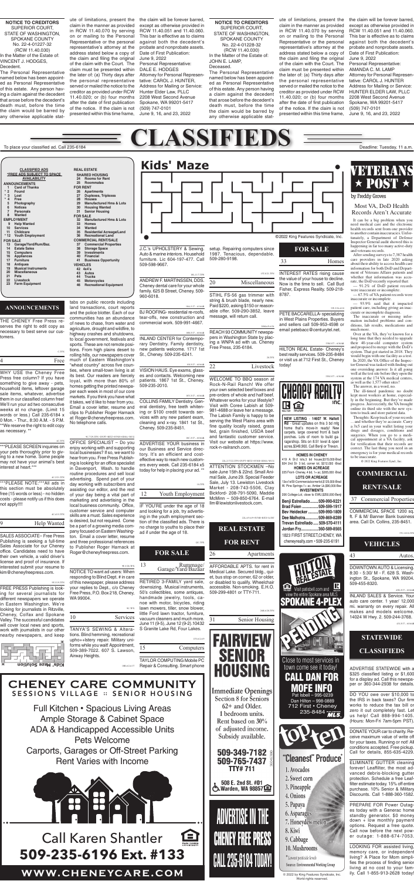**NOTICE TO CREDITORS**
SUPERIOR COURT,
STATE OF WASHINGTON,
SPOKANE COUNTY
No. 22-4-01227-32
(RCW 11.40.030)
In the Matter of the Estate of:
VINCENT J. HODGES,
Decedent.

The Personal Representative named below has been appointed as Personal Representative of this estate. Any person having a claim against the decedent that arose before the decedent's death must, before the time the claim would be barred by any otherwise applicable statute of limitations, present the claim in the manner as provided in RCW 11.40.070 by serving on or mailing to the Personal Representative or the personal representative's attorney at the address stated below a copy of the claim and filing the original of the claim with the Court. The claim must be presented within the later of: (a) Thirty days after the personal representative served or mailed the notice to the creditor as provided under RCW 11.40.020; or (b) four months after the date of first publication of the notice. If the claim is not presented within this time frame, the claim will be forever barred, except as otherwise provided in RCW 11.40.051 and 11.40.060. This bar is effective as to claims against both the decedent's probate and nonprobate assets.
Date of First Publication:
June 9, 2022
Personal Representative:
DALE E. HODGES
Attorney for Personal Representative: CAROL J. HUNTER,
Address for Mailing or Service:
Hunter Elder Law, PLLC
2208 West Second Avenue
Spokane, WA 99201-5417
(509) 747-0101
June 9, 16, and 23, 2022

**NOTICE TO CREDITORS**
SUPERIOR COURT,
STATE OF WASHINGTON,
SPOKANE COUNTY
No. 22-4-01228-32
(RCW 11.40.030)
In the Matter of the Estate of:
JOHN E. LAMP,
Deceased.

The Personal Representative named below has been appointed as Personal Representative of this estate. Any person having a claim against the decedent that arose before the decedent's death must, before the time the claim would be barred by any otherwise applicable statute of limitations, present the claim in the manner as provided in RCW 11.40.070 by serving on or mailing to the Personal Representative or the personal representative's attorney at the address stated below a copy of the claim and filing the original of the claim with the Court. The claim must be presented within the later of: (a) Thirty days after the personal representative served or mailed the notice to the creditor as provided under RCW 11.40.020; or (b) four months after the date of first publication of the notice. If the claim is not presented within this time frame, the claim will be forever barred, except as otherwise provided in RCW 11.40.051 and 11.40.060. This bar is effective as to claims against both the decedent's probate and nonprobate assets.
Date of First Publication:
June 9, 2022
Personal Representative:
AMANDA C. M. LAMP
Attorney for Personal Representative: CAROL J. HUNTER
Address for Mailing or Service:
HUNTER ELDER LAW, PLLC
2208 West Second Avenue
Spokane, WA 99201-5417
(509) 747-0101
June 9, 16, and 23, 2022

# CLASSIFIEDS

To place your classified ad. Call 235-6184 — Deadline: Tuesday, 11 a.m.

**CLASSIFIED ADS**
**\*FREE ADS SUBJECT TO SPACE AVAILABILITY**

**ANNOUNCEMENTS**
1 Card of Thanks
\* 2 Found
\* 3 Lost
\* 4 Free
5 Photography
6 Notices
7 Personals
8 Wanted

**EMPLOYMENT**
9 Help Wanted
10 Services
11 Childcare
\* 12 Youth Employment

**FOR SALE**
13 Garage/Yard/Rum/Baz.
14 Estate Sales
15 Computers
16 Appliances
17 Furniture
18 Antiques
19 Musical Instruments
20 Miscellaneous
21 Pets
22 Livestock
23 Farm Equipment

**REAL ESTATE**
**SHARED HOUSING**
24 Rooms for Rent
25 Roommates
**FOR RENT**
26 Apartments
27 Duplexes, Triplexes
28 Houses
29 Manufactured Hms & Lots
30 Housing Wanted
31 Senior Housing
**FOR SALE**
32 Manufactured Hms & Lots
33 Homes
34 Wanted
35 Residential Acreage/Land
36 Recreational Land
**COMMERCIAL RENT/SALE**
37 Commercial Properties
38 Storage Space
39 Investments
40 Financial
41 Business Opportunity
**VEHICLES**
42 4x4's
43 Autos
44 Trucks
45 Motorcycles
46 Recreational Equipment

## ANNOUNCEMENTS

THE CHENEY Free Press reserves the right to edit copy as necessary to best serve our customers.

### 4 Free

WHY USE the Cheney Free Press free column? If you have something to give away - pets, household items, leftover garage sale items, whatever, advertise them in our classified column free! We'll run your ad two consecutive weeks at no charge. (Limit 15 words or less.) Call 235-6184 x 0 Mon. - Thur., 8:30 A.M. - 5 P.M. \*\*We reserve the right to edit copy as necessary. \*\*

\*\*\*PLEASE SCREEN inquiries on your pets thoroughly prior to giving to a new home. Some people may not have your animal's best interest at heart.\*\*\*

\*\*\*PLEASE NOTE:\*\*\*All ads in this section must be absolutely free (15 words or less) - no hidden costs - please notify us if this does not apply!!!!

### 9 Help Wanted

SALES ASSOCIATE– Free Press Publishing is seeking a full-time Sales Associate for our Cheney office. Candidates need to have their own vehicle, a valid driver's license and proof of insurance. If interested submit your resume to kim@cheneyfreepress.com.

FREE PRESS Publishing is looking for several journalists for different newspapers we operate in Eastern Washington. We're looking for journalists in Ritzville, Cheney, Colfax and Spokane Valley. The successful candidates will cover local news and sports, work with journalists in our other nearby newspapers, and keep tabs on public records including land transactions, court reports and the police blotter. Each of our communities has an abundance of news to chase, from water and agriculture, drought and wildfire, to highway crashes and shutdowns, to local government, festivals and sports. These are not remote positions. From high plains desert to rolling hills, our newspapers cover much of Eastern Washington's "wheat country" across five counties, where small-town living is at its best. Our readers are fiercely loyal, with more than 80% of homes getting the printed newspaper each week in most of our core markets. If you think you have what it takes, we'd like to hear from you. Email a cover letter, resume and clips to Publisher Roger Harnack at Roger@cheneyfreepress.com. No telephone calls.

OFFICE SPECIALIST – Do you enjoy working with and supporting local businesses? If so, we want to hear from you. Free Press Publishing is looking for an office specialist in Davenport, Wash. to handle routine procedures and sell local advertising. Spend part of your day working with subscribers and assisting our editor, and the rest of your day being a vital part of marketing and advertising in the local business community. Office, customer service and computer skills are a must. Sales experience is desired, but not required. Come be a part of a growing media company focused on Eastern Washington. Email a cover letter, resume and three professional references to Publisher Roger Harnack at Roger@cheneyfreepress.com.

NOTICE TO want ad users: When responding to Blind Dept. # in care of this newspaper, please address your replies to Dept., c/o Cheney Free Press, P.O. Box 218, Cheney, WA 99004.

### 10 Services

TANYA'S SEWING & Alterations. Blind hemming, recreational upho¬-lstery repair. Military uniforms while you wait! Appointment, 509-389-7022. 607 S. Lawson, Airway Heights.

J.C.'s UPHOLSTERY & Sewing. Auto & marine interiors. Household furniture. Lic 604-197-477. Call 509-598-9667.

ANDREW F. MARTINSSEN, DDS. Cheney dental care for your whole family. 625 B Street, Cheney. 509-960-6018.

BJ ROOFING- residential re-roofs, tear-offs, new construction and commercial work. 509-991-4667.

INLAND CENTER for Contemporary Dentistry. Family dentistry, new patients welcome. 1717 1st St., Cheney. 509-235-6241.

VISION HAUS. Eye exams, glasses and contacts. Welcoming new patients. 1867 1st St., Cheney. 509-235-2010.

COLLINS FAMILY Dentistry. General dentistry, free teeth whitening or $100 credit towards services with any new patient exam, cleaning and x-ray. 1841 1st St., Cheney. 509-235-8451.

ADVERTISE YOUR business in our Business and Service directory. It's an efficient and cost-effective way to reach new customers every week. Call 235-6184 x5 today for help in placing your ad.

### 12 Youth Employment

IF YOU'RE under the age of 18 and looking for a job, try advertising in the youth employment section of the classified ads. There is no charge to youths to place their ad if under the age of 18.

## FOR SALE

### 13 Rummage/ Garage/Yard/Bazaar

RETIRED 3-FAMILY yard sale, downsizing. Musical instruments, 50's collectibles, some antiques, handmade jewelry, tools, canoe with motor, bicycles, riding lawn mowers, tiller, snow blower, little Ford lawn tractor, furniture, vacuum cleaners and much more. June 11 (9-5), June 12 (9-2).10432 S Granite Lake Rd, Four Lakes.

### 15 Computers

TAYLOR COMPUTING Mobile PC Repair & Consulting. Smart phone setup. Repairing computers since 1987. Tenacious, dependable. 509-280-9198.

### 20 Miscellaneous

STIHL FS-56 gas trimmer with string & brush blade, nearly new. Paid $220, asking $150 or reasonable offer. 509-290-3852, leave message, will return call.

REACH 93 COMMUNITY newspapers in Washington State by placing a WNPA ad with us. Cheney Free Press, 235-6184.

### 22 Livestock

WELCOME TO BBQ season at Rock-N-Rail Ranch! We offer your own selected beef boxes and pre-orders of whole and half beef. Whatever works for your lifestyle? Visit with Coree Labish at 509-981-4888 or leave her a message. The Labish Family is happy to be serving the West Plains area with fine quality locally raised, grass fed, grain finished, USDA beef and fantastic customer service. Visit our website at https://www.rock-n-railranch.com.

ATTENTION STOCKMEN –No sale June 15th & 22nd. Small Animal Sale, June 29. Special Feeder Sale, July 13. Lewiston Livestock Market - 208-743-5506, Clay Bickford- 208-791-5090, Maddie McMinn – 509-850-6764. E-mail llm@lewistonlivestock.com.

## REAL ESTATE

## FOR RENT

### 26 Apartments

AFFORDABLE APTS. for rent in Medical Lake. Secured bldg., quiet, bus stop on corner, 62 or older, or disabled to qualify. Wheelchair accessible. Non-smoking. E.H.O. 509-299-4801 or TTY-711.

### 31 Senior Housing

**FAIRVIEW SENIOR HOUSING**
Immediate Openings
Section 8 for Seniors
62+ and Older.
1 bedroom units.
Rent based on 30% of adjusted income.
Subsidy available.
509-349-7182
509-765-7437
TTY# 711
508 E. 2nd St. #D1
Warden, WA 98857

**ADVERTISE IN THE CHENEY FREE PRESS CALL 235-6184 TODAY!**

## FOR SALE

### 33 Homes

INTEREST RATES rising cause the value of your house to decline. Now is the time to sell. Call Bud Fisher, Express Realty. 509-218-8787.

PETE BACCARELLA- specializing in West Plains Properties. Buyers and sellers call 509-953-4598 or email petebacc@centurytel.net.

HILTON REAL Estate- Cheney's best realty services. 509-235-8484 or visit us at 712 First St., Cheney today!

**CHENEY REALTY INC.**

**NEW LISTING** · 14607 W. Hallett Rd - Great updates on this 3 bd mfg home that's move-in ready! New carpets, large covered front & back porches. Lots of room to build garage/shop. Sits on 8.51 level & open acres.$349,900. Call Benji or Trevan.

**HOMES IN CHENEY**
419 A St-2 bds,1 bl houses$375,000-Brad
924 2nd St- 3 bd, corner lot, $212,000 -Brad
**HOMES ON ACREAGE**
225 Front- Cheney, 4 bd, 1+ ac, $265,000 -Brad
**LOTS OR ACREAGE**
13xx1st St-Commercial corner lot,$125,000-Brad
W. Pine Springs-1+ ac, Amber Lk $90,000-Bev
**INVESTMENTS**
206 College-Lot, close to EWU $250,000-Benji

Benji Estrellado........509-990-9221
Brad Foien ...............509-599-1917
Bev Heidecker ..........509-990-1809
Dee Malhotra ............509-869-8289
Trevan Estrellado .....509-570-4111
Jordan Fry..................360-589-8565
1823 FIRST STREET,CHENEY, WA
cheneyrealty.com • 509-235-6191

**HILTON REAL ESTATE**
Visit patisbell.com and view the entire Spokane area MLS
**SPOKANE 4-PLEX**
PENDING
Close to most services in town come see it today!
**CALL DAN FOR MORE INFO**
Pat Isbell – 995-0239
Dan Hilton – 998-0889
712 First • Cheney
235-8484

## Kids' Maze

© 2022 King Features Syndicate, Inc.

Kids' Maze Solution

**CHENEY CARE COMMUNITY**
**SESSIONS VILLAGE :: SENIOR HOUSING**
Full Kitchen • Spacious Living Areas
Ample Storage & Cabinet Space
ADA & Handicapped Accessible Units
Pets Welcome
Carports, Garages or Off-Street Parking
Rent Varies with Income
Call Karen Shantler
**509-235-6196 Ext. #133**
WWW.CHENEYCARE.COM

**top ten "Cleanest" Produce**
1. Avocados
2. Sweet corn
3. Pineapple
4. Onions
5. Papaya
6. Asparagus
7. Honeydew melon
8. Kiwi
9. Cabbage
10. Mushrooms

\* Lowest pesticide levels
Source: Environmental Working Group
© 2022 by King Features Syndicate, Inc. World rights reserved.

## VETERANS ★ POST ★

by Freddy Groves

### Most VA, DoD Health Records Aren't Accurate

It can be a big problem when you need medical care and the electronic health records sent from one provider to another contain inaccuracies. Unfortunately, a Department of Defense Inspector General audit showed this is happening in far too many active-duty and veterans records.

After sending surveys to 7,387 health care providers in late 2020 asking about their ability to access health care information for both DoD and Department of Veterans Affairs patients and whether that information was accurate, the DoD recently reported that:

— 91.2% of DoD patient records were inaccurate or incomplete.

— 67.5% of VA patient records were inaccurate or incomplete.

— 93.9% said that it impacted patient care, including giving an inaccurate or incomplete diagnosis.

The inaccurate or missing information included problems and conditions, lab results, medications and much more.

Over at the VA, they've known for a long time that they needed to upgrade their 40-year-old computer system and proposed to merge with the DoD's system. That got started in 2018. They would begin with one facility as a test. In 2020, the VA Office of the Inspector General was tasked with finding out one overriding answer: Is it all going well at the test site before they open the system at the 174 VA medical centers, as well as the 1,577 other sites?

The answer, in a word, no.

The ill-timed pandemic no doubt kept most workers at home, especially in the beginning. But they've made progress. Just recently, the VA brought online its third site with the new system to track and store patient data.

Thoughts: Keep track of your records ... and whether they're accurate. Carry a 3x5 card in your wallet listing your drugs and dosages, conditions and surgeries. When you go to a medical appointment at a VA facility, ask for verification that their records are correct. The last thing you need in an emergency is for your medical records to be inaccurate.

© 2022 King Features Synd., Inc.

## COMMERCIAL RENT/SALE

### 37 Commercial Properties

COMMERCIAL SPACE 1200 sq. ft. F & M/ Banner Bank business area. Call Dr. Collins, 235-8451.

## VEHICLES

### 43 Autos.

DOWNTOWN AUTO & Licensing, 8:30 - 5:30/ M - F. 628 S. Washington St., Spokane, WA 99204. 509-455-8320.

INLAND SALES & Service. Your auto care center. 1 year/ 12,000 mi. warranty on every repair. All makes and models welcome. 14024 W Hwy. 2. 509-244-3768.

## STATEWIDE CLASSIFIEDS

ADVERTISE STATEWIDE with a $325 classified listing or $1,600 for a display ad. Call this newspaper or 360-344-2938 for details.

DO YOU owe over $10,000 to the IRS in back taxes? Our firm works to reduce the tax bill or zero it out completely fast. Let us help! Call 888-994-1405. (Hours: Mon-Fri 7am-5pm PST).

DONATE YOUR car to charity. Receive maximum value of write off for your taxes. Running or not! All conditions accepted. Free pickup. Call for details, 855-635-4229.

ELIMINATE GUTTER cleaning forever! Leaffilter, the most advanced debris-blocking gutter protection. Schedule a free Leaffilter estimate today. 15% off entire purchase. 10% Senior & Military Discounts. Call 1-888-360-1582.

PREPARE FOR Power Outages today with a Generac home standby generator. $0 money down + low monthly payment options. Request a free quote. Call now before the next power outage: 1-888-674-7053.

LOOKING FOR assisted living, memory care, or independent living? A Place for Mom simplifies the process of finding senior living at no cost to your family. Call 1-855-913-2628 today!